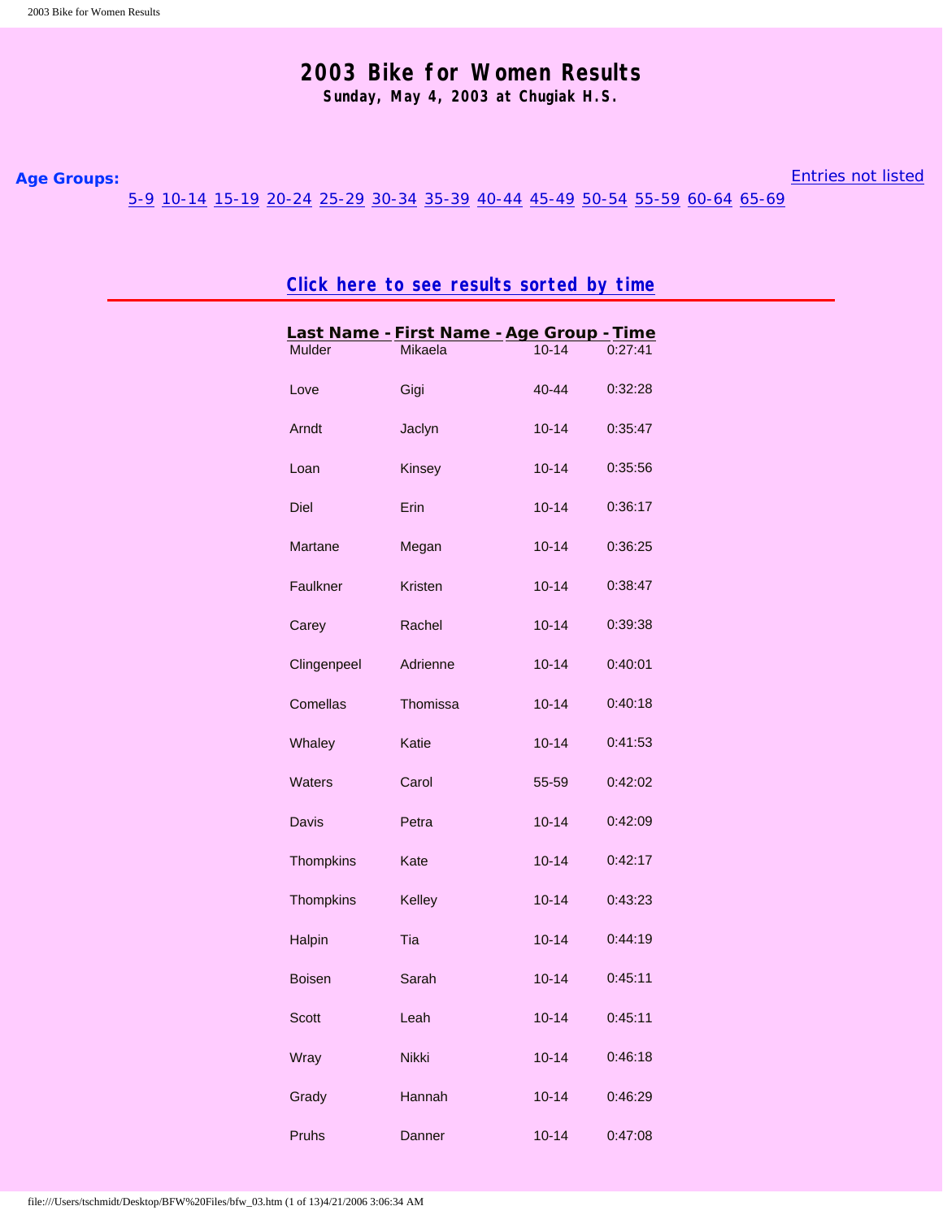# 2003 Bike for Women Results

**Sunday, May 4, 2003 at Chugiak H.S.**

**Age Groups:**

Entries not listed

5-9 10-14 15-19 20-24 25-29 30-34 35-39 40-44 45-49 50-54 55-59 60-64 65-69

## Click here to see results sorted by time

| Last Name | First Name | Age Group | Time |
|---|---|---|---|
| Mulder | Mikaela | 10-14 | 0:27:41 |
| Love | Gigi | 40-44 | 0:32:28 |
| Arndt | Jaclyn | 10-14 | 0:35:47 |
| Loan | Kinsey | 10-14 | 0:35:56 |
| Diel | Erin | 10-14 | 0:36:17 |
| Martane | Megan | 10-14 | 0:36:25 |
| Faulkner | Kristen | 10-14 | 0:38:47 |
| Carey | Rachel | 10-14 | 0:39:38 |
| Clingenpeel | Adrienne | 10-14 | 0:40:01 |
| Comellas | Thomissa | 10-14 | 0:40:18 |
| Whaley | Katie | 10-14 | 0:41:53 |
| Waters | Carol | 55-59 | 0:42:02 |
| Davis | Petra | 10-14 | 0:42:09 |
| Thompkins | Kate | 10-14 | 0:42:17 |
| Thompkins | Kelley | 10-14 | 0:43:23 |
| Halpin | Tia | 10-14 | 0:44:19 |
| Boisen | Sarah | 10-14 | 0:45:11 |
| Scott | Leah | 10-14 | 0:45:11 |
| Wray | Nikki | 10-14 | 0:46:18 |
| Grady | Hannah | 10-14 | 0:46:29 |
| Pruhs | Danner | 10-14 | 0:47:08 |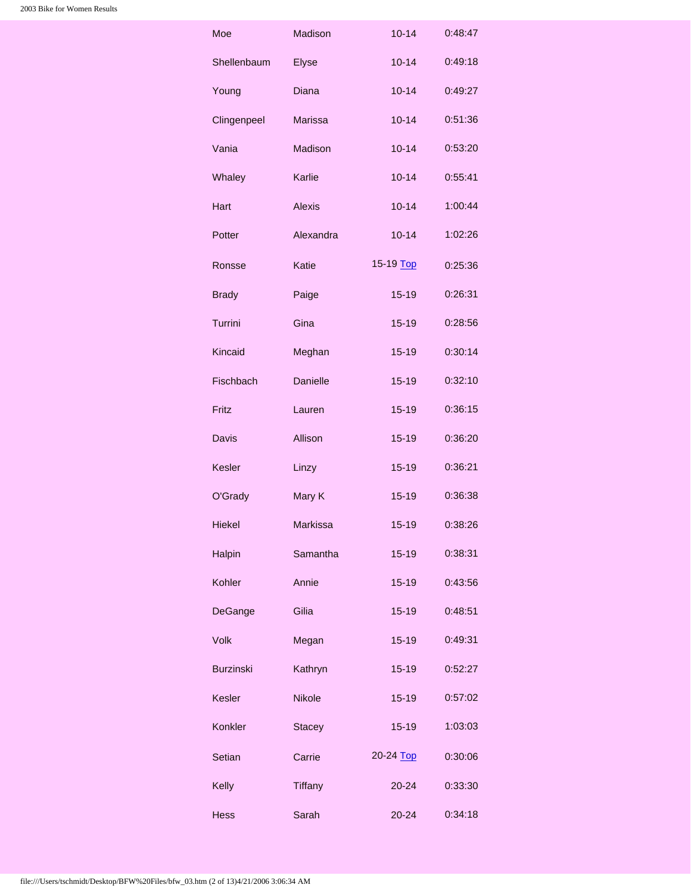| | | | |
|---|---|---|---|
| Moe | Madison | 10-14 | 0:48:47 |
| Shellenbaum | Elyse | 10-14 | 0:49:18 |
| Young | Diana | 10-14 | 0:49:27 |
| Clingenpeel | Marissa | 10-14 | 0:51:36 |
| Vania | Madison | 10-14 | 0:53:20 |
| Whaley | Karlie | 10-14 | 0:55:41 |
| Hart | Alexis | 10-14 | 1:00:44 |
| Potter | Alexandra | 10-14 | 1:02:26 |
| Ronsse | Katie | 15-19 Top | 0:25:36 |
| Brady | Paige | 15-19 | 0:26:31 |
| Turrini | Gina | 15-19 | 0:28:56 |
| Kincaid | Meghan | 15-19 | 0:30:14 |
| Fischbach | Danielle | 15-19 | 0:32:10 |
| Fritz | Lauren | 15-19 | 0:36:15 |
| Davis | Allison | 15-19 | 0:36:20 |
| Kesler | Linzy | 15-19 | 0:36:21 |
| O'Grady | Mary K | 15-19 | 0:36:38 |
| Hiekel | Markissa | 15-19 | 0:38:26 |
| Halpin | Samantha | 15-19 | 0:38:31 |
| Kohler | Annie | 15-19 | 0:43:56 |
| DeGange | Gilia | 15-19 | 0:48:51 |
| Volk | Megan | 15-19 | 0:49:31 |
| Burzinski | Kathryn | 15-19 | 0:52:27 |
| Kesler | Nikole | 15-19 | 0:57:02 |
| Konkler | Stacey | 15-19 | 1:03:03 |
| Setian | Carrie | 20-24 Top | 0:30:06 |
| Kelly | Tiffany | 20-24 | 0:33:30 |
| Hess | Sarah | 20-24 | 0:34:18 |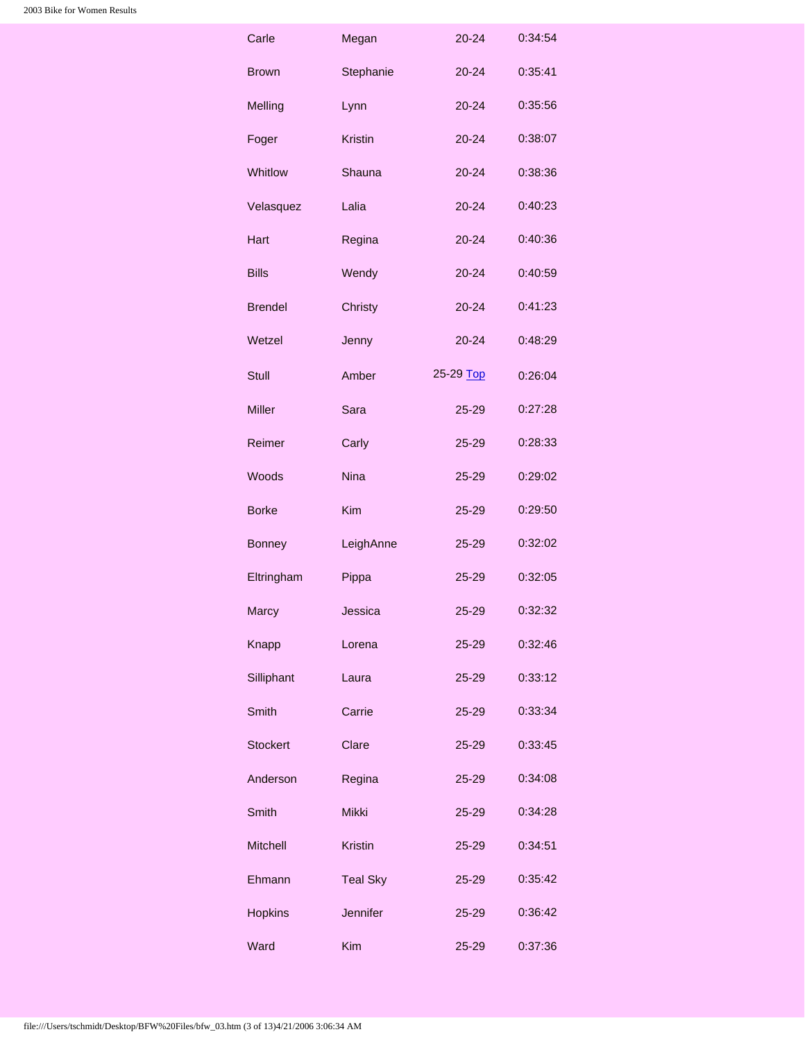| | | | |
|---|---|---|---|
| Carle | Megan | 20-24 | 0:34:54 |
| Brown | Stephanie | 20-24 | 0:35:41 |
| Melling | Lynn | 20-24 | 0:35:56 |
| Foger | Kristin | 20-24 | 0:38:07 |
| Whitlow | Shauna | 20-24 | 0:38:36 |
| Velasquez | Lalia | 20-24 | 0:40:23 |
| Hart | Regina | 20-24 | 0:40:36 |
| Bills | Wendy | 20-24 | 0:40:59 |
| Brendel | Christy | 20-24 | 0:41:23 |
| Wetzel | Jenny | 20-24 | 0:48:29 |
| Stull | Amber | 25-29 Top | 0:26:04 |
| Miller | Sara | 25-29 | 0:27:28 |
| Reimer | Carly | 25-29 | 0:28:33 |
| Woods | Nina | 25-29 | 0:29:02 |
| Borke | Kim | 25-29 | 0:29:50 |
| Bonney | LeighAnne | 25-29 | 0:32:02 |
| Eltringham | Pippa | 25-29 | 0:32:05 |
| Marcy | Jessica | 25-29 | 0:32:32 |
| Knapp | Lorena | 25-29 | 0:32:46 |
| Silliphant | Laura | 25-29 | 0:33:12 |
| Smith | Carrie | 25-29 | 0:33:34 |
| Stockert | Clare | 25-29 | 0:33:45 |
| Anderson | Regina | 25-29 | 0:34:08 |
| Smith | Mikki | 25-29 | 0:34:28 |
| Mitchell | Kristin | 25-29 | 0:34:51 |
| Ehmann | Teal Sky | 25-29 | 0:35:42 |
| Hopkins | Jennifer | 25-29 | 0:36:42 |
| Ward | Kim | 25-29 | 0:37:36 |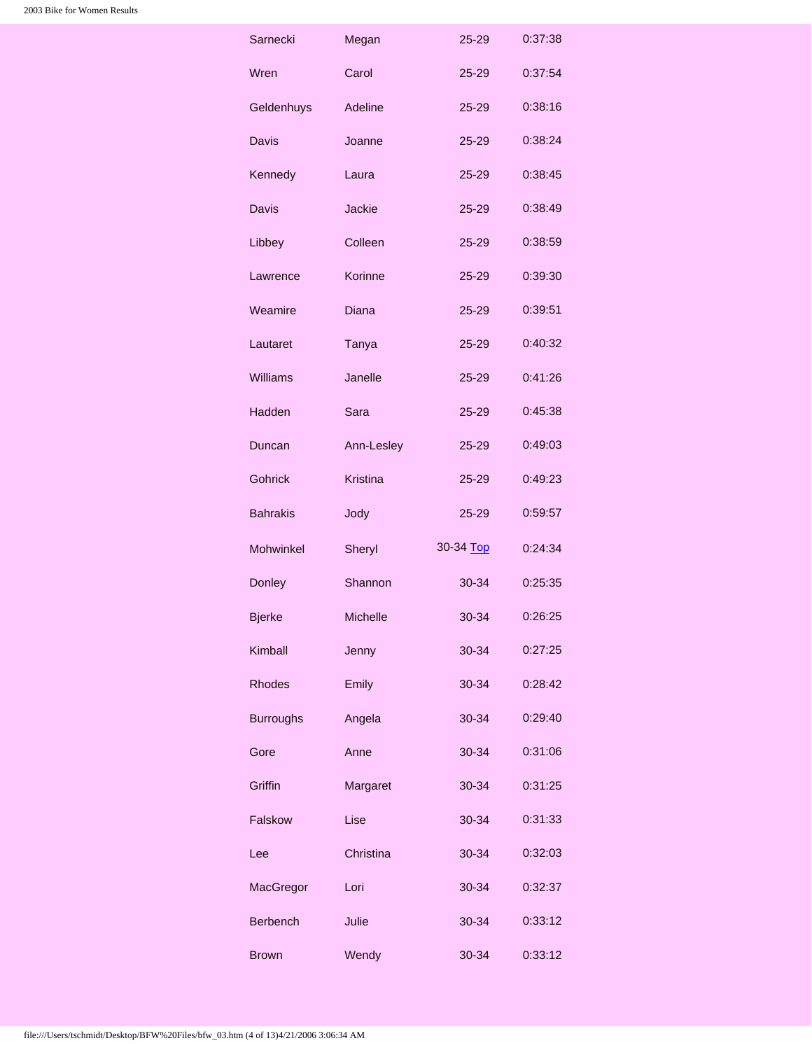| | | | |
|---|---|---|---|
| Sarnecki | Megan | 25-29 | 0:37:38 |
| Wren | Carol | 25-29 | 0:37:54 |
| Geldenhuys | Adeline | 25-29 | 0:38:16 |
| Davis | Joanne | 25-29 | 0:38:24 |
| Kennedy | Laura | 25-29 | 0:38:45 |
| Davis | Jackie | 25-29 | 0:38:49 |
| Libbey | Colleen | 25-29 | 0:38:59 |
| Lawrence | Korinne | 25-29 | 0:39:30 |
| Weamire | Diana | 25-29 | 0:39:51 |
| Lautaret | Tanya | 25-29 | 0:40:32 |
| Williams | Janelle | 25-29 | 0:41:26 |
| Hadden | Sara | 25-29 | 0:45:38 |
| Duncan | Ann-Lesley | 25-29 | 0:49:03 |
| Gohrick | Kristina | 25-29 | 0:49:23 |
| Bahrakis | Jody | 25-29 | 0:59:57 |
| Mohwinkel | Sheryl | 30-34 Top | 0:24:34 |
| Donley | Shannon | 30-34 | 0:25:35 |
| Bjerke | Michelle | 30-34 | 0:26:25 |
| Kimball | Jenny | 30-34 | 0:27:25 |
| Rhodes | Emily | 30-34 | 0:28:42 |
| Burroughs | Angela | 30-34 | 0:29:40 |
| Gore | Anne | 30-34 | 0:31:06 |
| Griffin | Margaret | 30-34 | 0:31:25 |
| Falskow | Lise | 30-34 | 0:31:33 |
| Lee | Christina | 30-34 | 0:32:03 |
| MacGregor | Lori | 30-34 | 0:32:37 |
| Berbench | Julie | 30-34 | 0:33:12 |
| Brown | Wendy | 30-34 | 0:33:12 |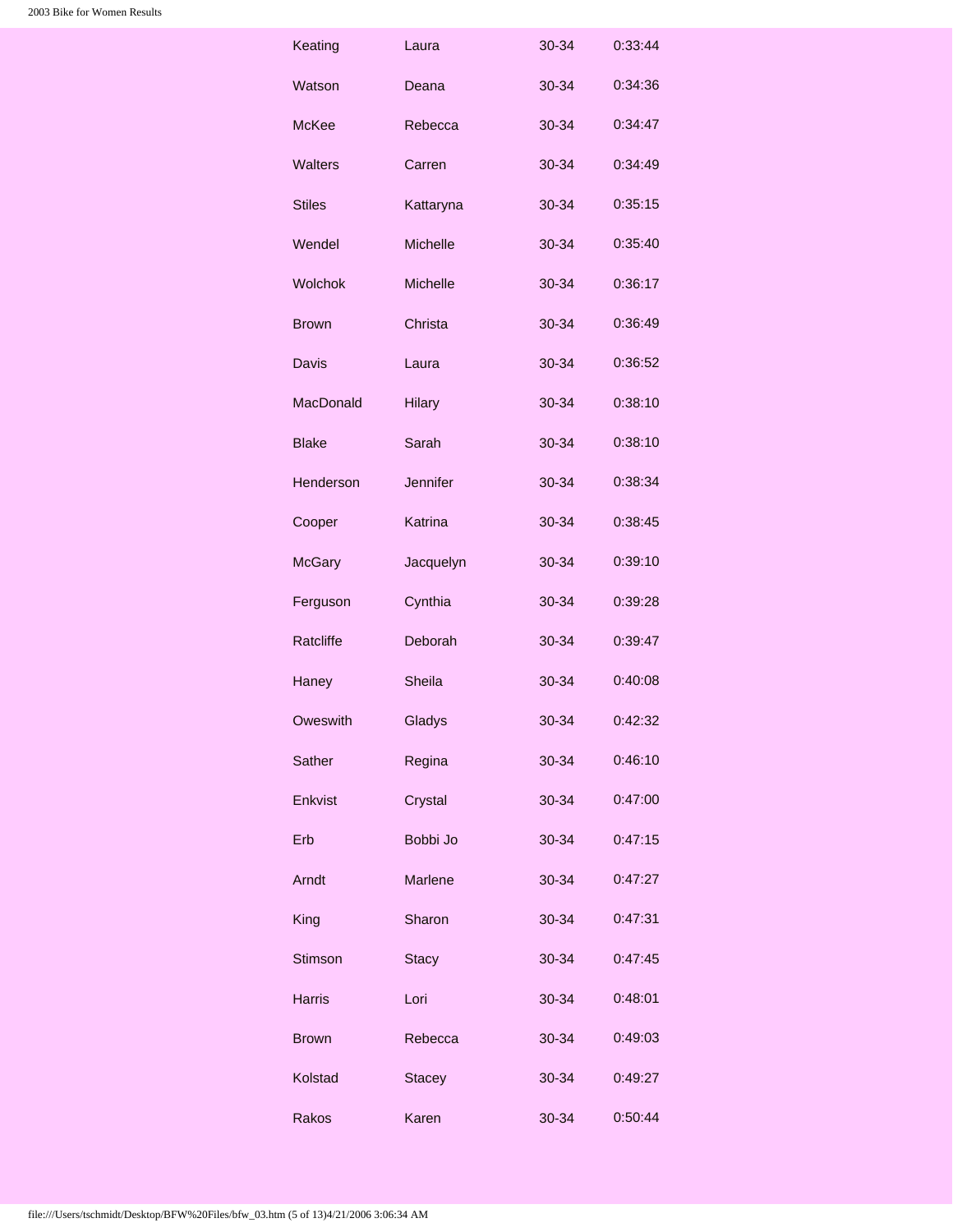| | | | |
|---|---|---|---|
| Keating | Laura | 30-34 | 0:33:44 |
| Watson | Deana | 30-34 | 0:34:36 |
| McKee | Rebecca | 30-34 | 0:34:47 |
| Walters | Carren | 30-34 | 0:34:49 |
| Stiles | Kattaryna | 30-34 | 0:35:15 |
| Wendel | Michelle | 30-34 | 0:35:40 |
| Wolchok | Michelle | 30-34 | 0:36:17 |
| Brown | Christa | 30-34 | 0:36:49 |
| Davis | Laura | 30-34 | 0:36:52 |
| MacDonald | Hilary | 30-34 | 0:38:10 |
| Blake | Sarah | 30-34 | 0:38:10 |
| Henderson | Jennifer | 30-34 | 0:38:34 |
| Cooper | Katrina | 30-34 | 0:38:45 |
| McGary | Jacquelyn | 30-34 | 0:39:10 |
| Ferguson | Cynthia | 30-34 | 0:39:28 |
| Ratcliffe | Deborah | 30-34 | 0:39:47 |
| Haney | Sheila | 30-34 | 0:40:08 |
| Oweswith | Gladys | 30-34 | 0:42:32 |
| Sather | Regina | 30-34 | 0:46:10 |
| Enkvist | Crystal | 30-34 | 0:47:00 |
| Erb | Bobbi Jo | 30-34 | 0:47:15 |
| Arndt | Marlene | 30-34 | 0:47:27 |
| King | Sharon | 30-34 | 0:47:31 |
| Stimson | Stacy | 30-34 | 0:47:45 |
| Harris | Lori | 30-34 | 0:48:01 |
| Brown | Rebecca | 30-34 | 0:49:03 |
| Kolstad | Stacey | 30-34 | 0:49:27 |
| Rakos | Karen | 30-34 | 0:50:44 |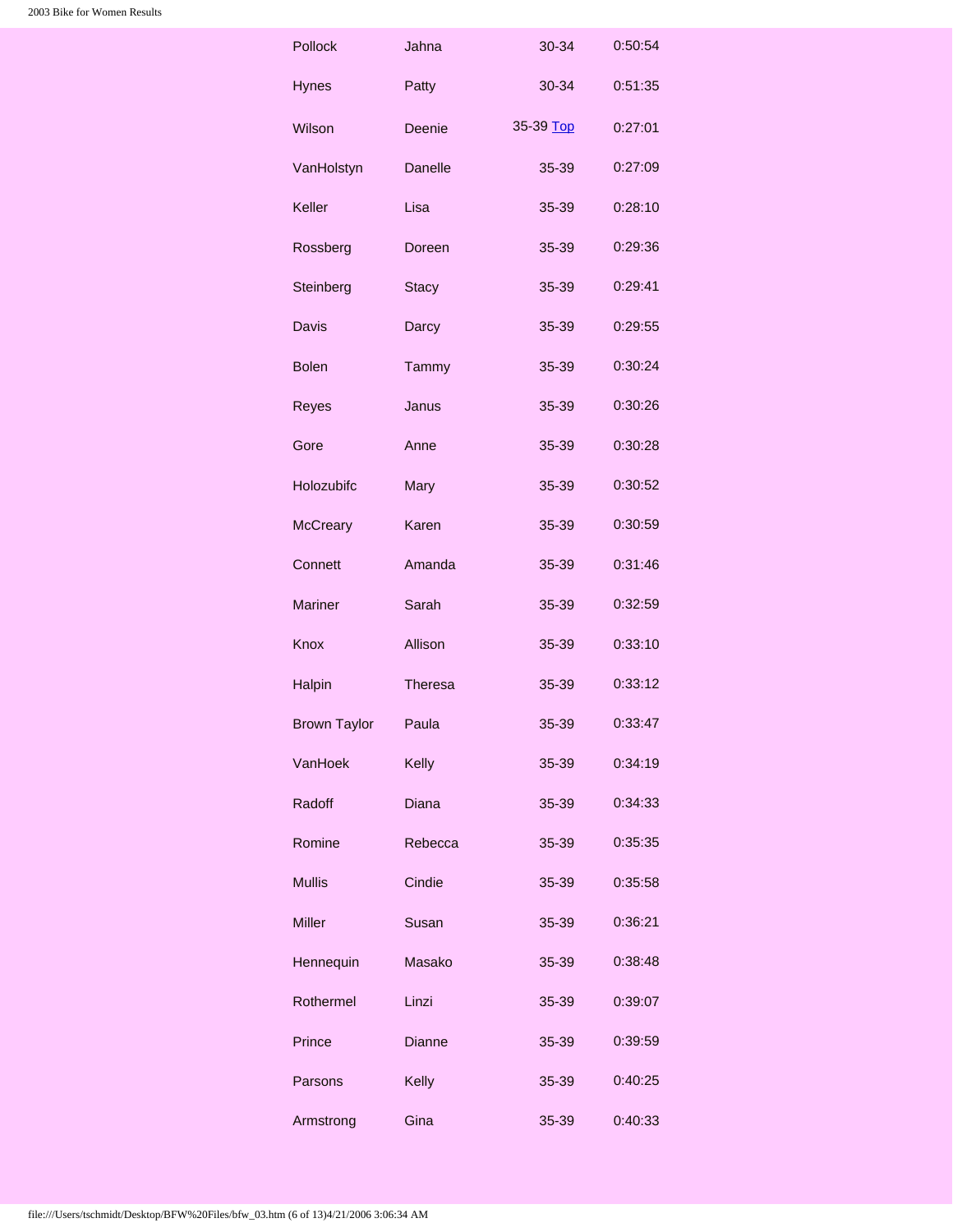| | | | |
|---|---|---|---|
| Pollock | Jahna | 30-34 | 0:50:54 |
| Hynes | Patty | 30-34 | 0:51:35 |
| Wilson | Deenie | 35-39 Top | 0:27:01 |
| VanHolstyn | Danelle | 35-39 | 0:27:09 |
| Keller | Lisa | 35-39 | 0:28:10 |
| Rossberg | Doreen | 35-39 | 0:29:36 |
| Steinberg | Stacy | 35-39 | 0:29:41 |
| Davis | Darcy | 35-39 | 0:29:55 |
| Bolen | Tammy | 35-39 | 0:30:24 |
| Reyes | Janus | 35-39 | 0:30:26 |
| Gore | Anne | 35-39 | 0:30:28 |
| Holozubifc | Mary | 35-39 | 0:30:52 |
| McCreary | Karen | 35-39 | 0:30:59 |
| Connett | Amanda | 35-39 | 0:31:46 |
| Mariner | Sarah | 35-39 | 0:32:59 |
| Knox | Allison | 35-39 | 0:33:10 |
| Halpin | Theresa | 35-39 | 0:33:12 |
| Brown Taylor | Paula | 35-39 | 0:33:47 |
| VanHoek | Kelly | 35-39 | 0:34:19 |
| Radoff | Diana | 35-39 | 0:34:33 |
| Romine | Rebecca | 35-39 | 0:35:35 |
| Mullis | Cindie | 35-39 | 0:35:58 |
| Miller | Susan | 35-39 | 0:36:21 |
| Hennequin | Masako | 35-39 | 0:38:48 |
| Rothermel | Linzi | 35-39 | 0:39:07 |
| Prince | Dianne | 35-39 | 0:39:59 |
| Parsons | Kelly | 35-39 | 0:40:25 |
| Armstrong | Gina | 35-39 | 0:40:33 |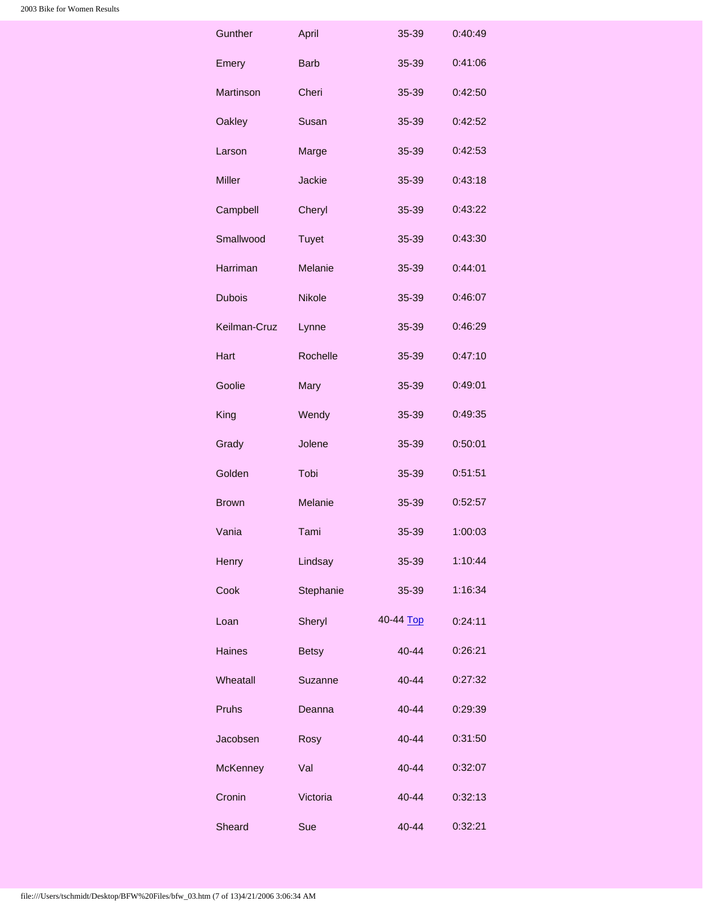| | | | |
|---|---|---|---|
| Gunther | April | 35-39 | 0:40:49 |
| Emery | Barb | 35-39 | 0:41:06 |
| Martinson | Cheri | 35-39 | 0:42:50 |
| Oakley | Susan | 35-39 | 0:42:52 |
| Larson | Marge | 35-39 | 0:42:53 |
| Miller | Jackie | 35-39 | 0:43:18 |
| Campbell | Cheryl | 35-39 | 0:43:22 |
| Smallwood | Tuyet | 35-39 | 0:43:30 |
| Harriman | Melanie | 35-39 | 0:44:01 |
| Dubois | Nikole | 35-39 | 0:46:07 |
| Keilman-Cruz | Lynne | 35-39 | 0:46:29 |
| Hart | Rochelle | 35-39 | 0:47:10 |
| Goolie | Mary | 35-39 | 0:49:01 |
| King | Wendy | 35-39 | 0:49:35 |
| Grady | Jolene | 35-39 | 0:50:01 |
| Golden | Tobi | 35-39 | 0:51:51 |
| Brown | Melanie | 35-39 | 0:52:57 |
| Vania | Tami | 35-39 | 1:00:03 |
| Henry | Lindsay | 35-39 | 1:10:44 |
| Cook | Stephanie | 35-39 | 1:16:34 |
| Loan | Sheryl | 40-44 Top | 0:24:11 |
| Haines | Betsy | 40-44 | 0:26:21 |
| Wheatall | Suzanne | 40-44 | 0:27:32 |
| Pruhs | Deanna | 40-44 | 0:29:39 |
| Jacobsen | Rosy | 40-44 | 0:31:50 |
| McKenney | Val | 40-44 | 0:32:07 |
| Cronin | Victoria | 40-44 | 0:32:13 |
| Sheard | Sue | 40-44 | 0:32:21 |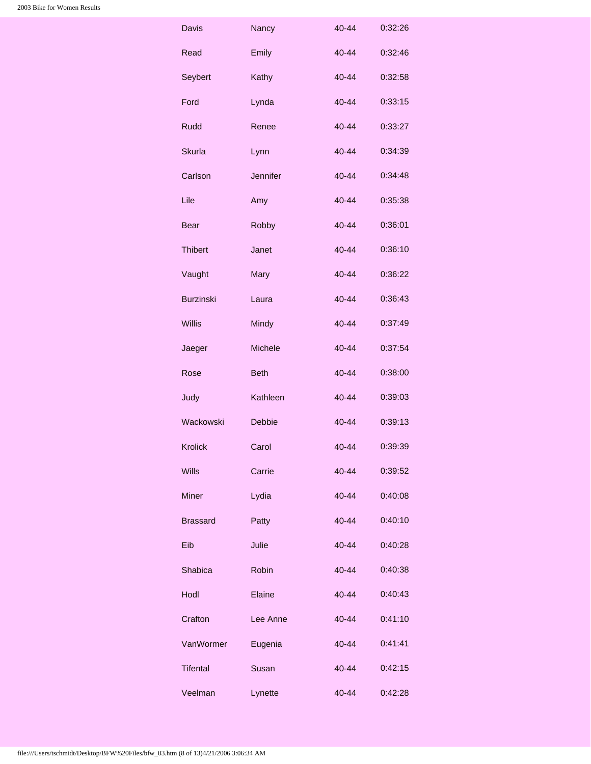| | | | |
|---|---|---|---|
| Davis | Nancy | 40-44 | 0:32:26 |
| Read | Emily | 40-44 | 0:32:46 |
| Seybert | Kathy | 40-44 | 0:32:58 |
| Ford | Lynda | 40-44 | 0:33:15 |
| Rudd | Renee | 40-44 | 0:33:27 |
| Skurla | Lynn | 40-44 | 0:34:39 |
| Carlson | Jennifer | 40-44 | 0:34:48 |
| Lile | Amy | 40-44 | 0:35:38 |
| Bear | Robby | 40-44 | 0:36:01 |
| Thibert | Janet | 40-44 | 0:36:10 |
| Vaught | Mary | 40-44 | 0:36:22 |
| Burzinski | Laura | 40-44 | 0:36:43 |
| Willis | Mindy | 40-44 | 0:37:49 |
| Jaeger | Michele | 40-44 | 0:37:54 |
| Rose | Beth | 40-44 | 0:38:00 |
| Judy | Kathleen | 40-44 | 0:39:03 |
| Wackowski | Debbie | 40-44 | 0:39:13 |
| Krolick | Carol | 40-44 | 0:39:39 |
| Wills | Carrie | 40-44 | 0:39:52 |
| Miner | Lydia | 40-44 | 0:40:08 |
| Brassard | Patty | 40-44 | 0:40:10 |
| Eib | Julie | 40-44 | 0:40:28 |
| Shabica | Robin | 40-44 | 0:40:38 |
| Hodl | Elaine | 40-44 | 0:40:43 |
| Crafton | Lee Anne | 40-44 | 0:41:10 |
| VanWormer | Eugenia | 40-44 | 0:41:41 |
| Tifental | Susan | 40-44 | 0:42:15 |
| Veelman | Lynette | 40-44 | 0:42:28 |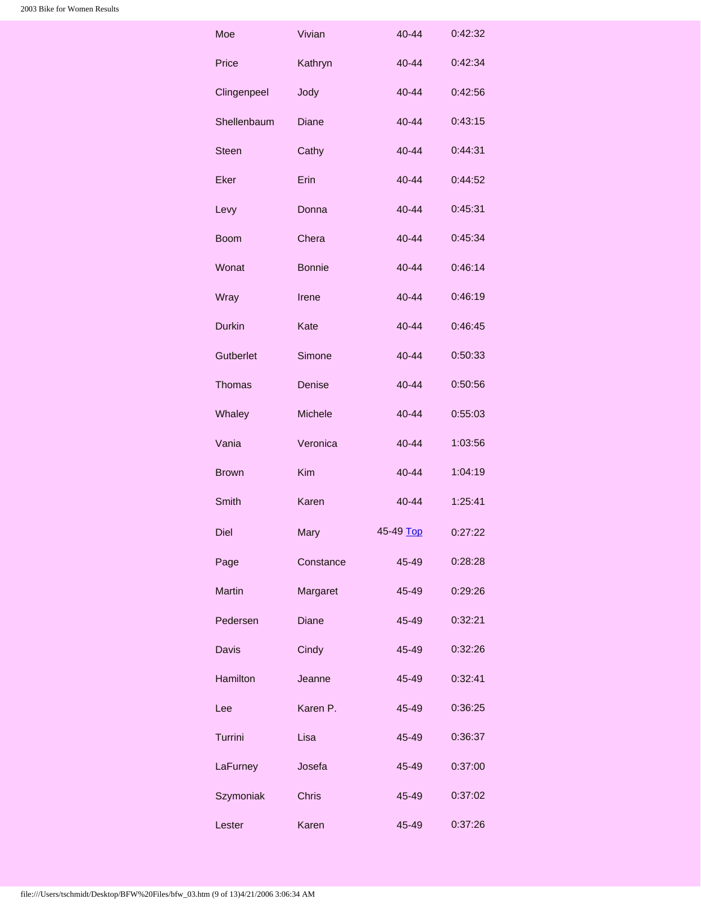| | | | |
|---|---|---|---|
| Moe | Vivian | 40-44 | 0:42:32 |
| Price | Kathryn | 40-44 | 0:42:34 |
| Clingenpeel | Jody | 40-44 | 0:42:56 |
| Shellenbaum | Diane | 40-44 | 0:43:15 |
| Steen | Cathy | 40-44 | 0:44:31 |
| Eker | Erin | 40-44 | 0:44:52 |
| Levy | Donna | 40-44 | 0:45:31 |
| Boom | Chera | 40-44 | 0:45:34 |
| Wonat | Bonnie | 40-44 | 0:46:14 |
| Wray | Irene | 40-44 | 0:46:19 |
| Durkin | Kate | 40-44 | 0:46:45 |
| Gutberlet | Simone | 40-44 | 0:50:33 |
| Thomas | Denise | 40-44 | 0:50:56 |
| Whaley | Michele | 40-44 | 0:55:03 |
| Vania | Veronica | 40-44 | 1:03:56 |
| Brown | Kim | 40-44 | 1:04:19 |
| Smith | Karen | 40-44 | 1:25:41 |
| Diel | Mary | 45-49 Top | 0:27:22 |
| Page | Constance | 45-49 | 0:28:28 |
| Martin | Margaret | 45-49 | 0:29:26 |
| Pedersen | Diane | 45-49 | 0:32:21 |
| Davis | Cindy | 45-49 | 0:32:26 |
| Hamilton | Jeanne | 45-49 | 0:32:41 |
| Lee | Karen P. | 45-49 | 0:36:25 |
| Turrini | Lisa | 45-49 | 0:36:37 |
| LaFurney | Josefa | 45-49 | 0:37:00 |
| Szymoniak | Chris | 45-49 | 0:37:02 |
| Lester | Karen | 45-49 | 0:37:26 |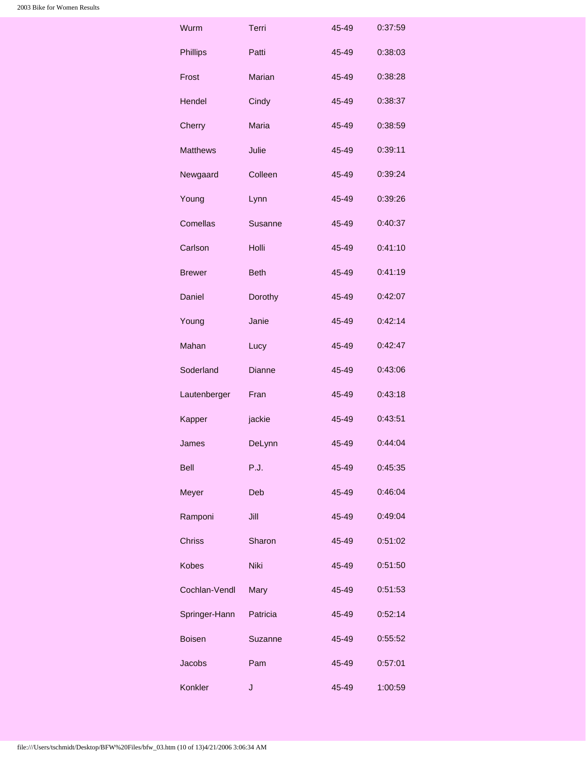| | | | |
|---|---|---|---|
| Wurm | Terri | 45-49 | 0:37:59 |
| Phillips | Patti | 45-49 | 0:38:03 |
| Frost | Marian | 45-49 | 0:38:28 |
| Hendel | Cindy | 45-49 | 0:38:37 |
| Cherry | Maria | 45-49 | 0:38:59 |
| Matthews | Julie | 45-49 | 0:39:11 |
| Newgaard | Colleen | 45-49 | 0:39:24 |
| Young | Lynn | 45-49 | 0:39:26 |
| Comellas | Susanne | 45-49 | 0:40:37 |
| Carlson | Holli | 45-49 | 0:41:10 |
| Brewer | Beth | 45-49 | 0:41:19 |
| Daniel | Dorothy | 45-49 | 0:42:07 |
| Young | Janie | 45-49 | 0:42:14 |
| Mahan | Lucy | 45-49 | 0:42:47 |
| Soderland | Dianne | 45-49 | 0:43:06 |
| Lautenberger | Fran | 45-49 | 0:43:18 |
| Kapper | jackie | 45-49 | 0:43:51 |
| James | DeLynn | 45-49 | 0:44:04 |
| Bell | P.J. | 45-49 | 0:45:35 |
| Meyer | Deb | 45-49 | 0:46:04 |
| Ramponi | Jill | 45-49 | 0:49:04 |
| Chriss | Sharon | 45-49 | 0:51:02 |
| Kobes | Niki | 45-49 | 0:51:50 |
| Cochlan-Vendl | Mary | 45-49 | 0:51:53 |
| Springer-Hann | Patricia | 45-49 | 0:52:14 |
| Boisen | Suzanne | 45-49 | 0:55:52 |
| Jacobs | Pam | 45-49 | 0:57:01 |
| Konkler | J | 45-49 | 1:00:59 |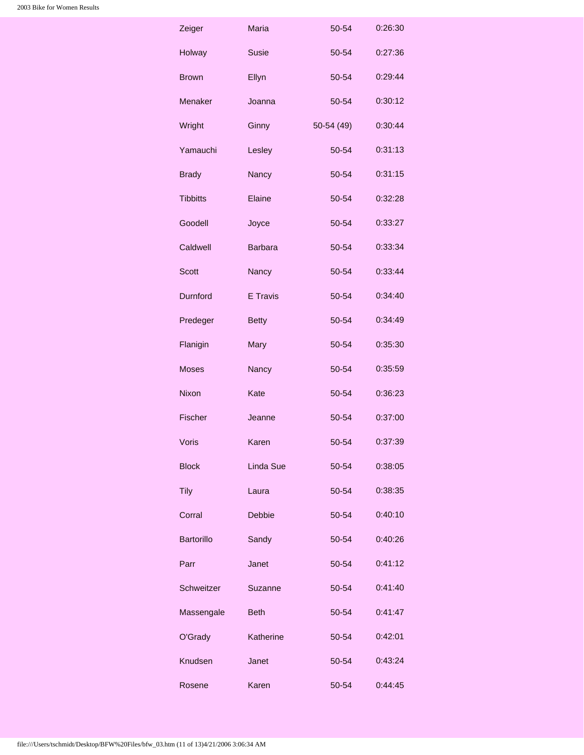| | | | |
|---|---|---|---|
| Zeiger | Maria | 50-54 | 0:26:30 |
| Holway | Susie | 50-54 | 0:27:36 |
| Brown | Ellyn | 50-54 | 0:29:44 |
| Menaker | Joanna | 50-54 | 0:30:12 |
| Wright | Ginny | 50-54 (49) | 0:30:44 |
| Yamauchi | Lesley | 50-54 | 0:31:13 |
| Brady | Nancy | 50-54 | 0:31:15 |
| Tibbitts | Elaine | 50-54 | 0:32:28 |
| Goodell | Joyce | 50-54 | 0:33:27 |
| Caldwell | Barbara | 50-54 | 0:33:34 |
| Scott | Nancy | 50-54 | 0:33:44 |
| Durnford | E Travis | 50-54 | 0:34:40 |
| Predeger | Betty | 50-54 | 0:34:49 |
| Flanigin | Mary | 50-54 | 0:35:30 |
| Moses | Nancy | 50-54 | 0:35:59 |
| Nixon | Kate | 50-54 | 0:36:23 |
| Fischer | Jeanne | 50-54 | 0:37:00 |
| Voris | Karen | 50-54 | 0:37:39 |
| Block | Linda Sue | 50-54 | 0:38:05 |
| Tily | Laura | 50-54 | 0:38:35 |
| Corral | Debbie | 50-54 | 0:40:10 |
| Bartorillo | Sandy | 50-54 | 0:40:26 |
| Parr | Janet | 50-54 | 0:41:12 |
| Schweitzer | Suzanne | 50-54 | 0:41:40 |
| Massengale | Beth | 50-54 | 0:41:47 |
| O'Grady | Katherine | 50-54 | 0:42:01 |
| Knudsen | Janet | 50-54 | 0:43:24 |
| Rosene | Karen | 50-54 | 0:44:45 |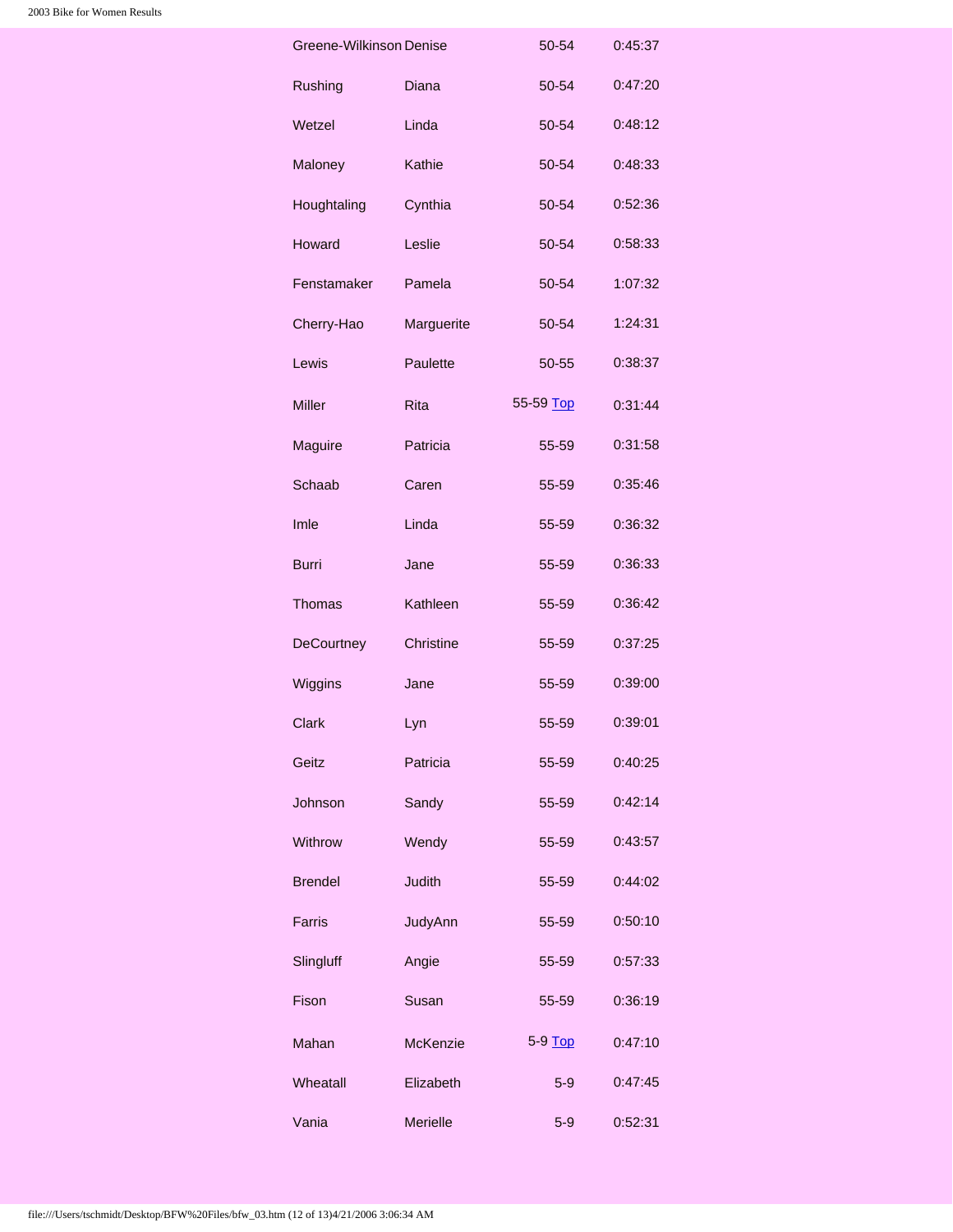| | | | |
|---|---|---|---|
| Greene-Wilkinson | Denise | 50-54 | 0:45:37 |
| Rushing | Diana | 50-54 | 0:47:20 |
| Wetzel | Linda | 50-54 | 0:48:12 |
| Maloney | Kathie | 50-54 | 0:48:33 |
| Houghtaling | Cynthia | 50-54 | 0:52:36 |
| Howard | Leslie | 50-54 | 0:58:33 |
| Fenstamaker | Pamela | 50-54 | 1:07:32 |
| Cherry-Hao | Marguerite | 50-54 | 1:24:31 |
| Lewis | Paulette | 50-55 | 0:38:37 |
| Miller | Rita | 55-59 Top | 0:31:44 |
| Maguire | Patricia | 55-59 | 0:31:58 |
| Schaab | Caren | 55-59 | 0:35:46 |
| Imle | Linda | 55-59 | 0:36:32 |
| Burri | Jane | 55-59 | 0:36:33 |
| Thomas | Kathleen | 55-59 | 0:36:42 |
| DeCourtney | Christine | 55-59 | 0:37:25 |
| Wiggins | Jane | 55-59 | 0:39:00 |
| Clark | Lyn | 55-59 | 0:39:01 |
| Geitz | Patricia | 55-59 | 0:40:25 |
| Johnson | Sandy | 55-59 | 0:42:14 |
| Withrow | Wendy | 55-59 | 0:43:57 |
| Brendel | Judith | 55-59 | 0:44:02 |
| Farris | JudyAnn | 55-59 | 0:50:10 |
| Slingluff | Angie | 55-59 | 0:57:33 |
| Fison | Susan | 55-59 | 0:36:19 |
| Mahan | McKenzie | 5-9 Top | 0:47:10 |
| Wheatall | Elizabeth | 5-9 | 0:47:45 |
| Vania | Merielle | 5-9 | 0:52:31 |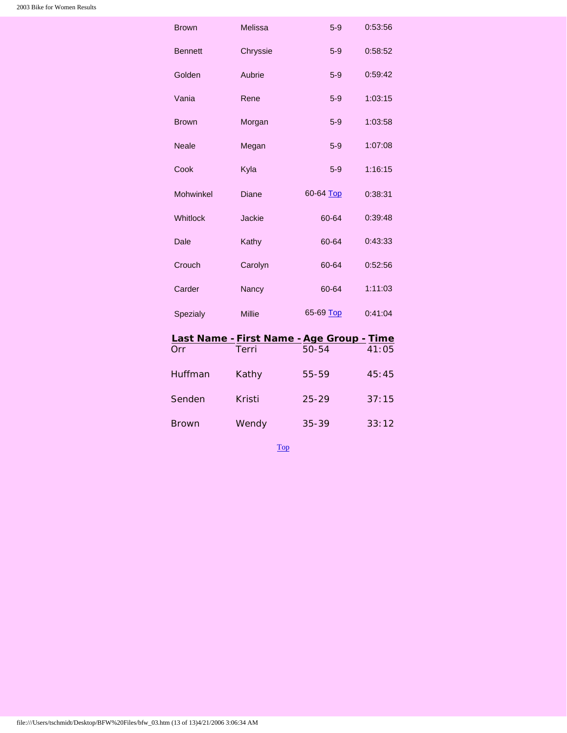| | | | |
|---|---|---|---|
| Brown | Melissa | 5-9 | 0:53:56 |
| Bennett | Chryssie | 5-9 | 0:58:52 |
| Golden | Aubrie | 5-9 | 0:59:42 |
| Vania | Rene | 5-9 | 1:03:15 |
| Brown | Morgan | 5-9 | 1:03:58 |
| Neale | Megan | 5-9 | 1:07:08 |
| Cook | Kyla | 5-9 | 1:16:15 |
| Mohwinkel | Diane | 60-64 Top | 0:38:31 |
| Whitlock | Jackie | 60-64 | 0:39:48 |
| Dale | Kathy | 60-64 | 0:43:33 |
| Crouch | Carolyn | 60-64 | 0:52:56 |
| Carder | Nancy | 60-64 | 1:11:03 |
| Spezialy | Millie | 65-69 Top | 0:41:04 |

| Last Name - | First Name - | Age Group - | Time |
|---|---|---|---|
| Orr | Terri | 50-54 | 41:05 |
| Huffman | Kathy | 55-59 | 45:45 |
| Senden | Kristi | 25-29 | 37:15 |
| Brown | Wendy | 35-39 | 33:12 |

Top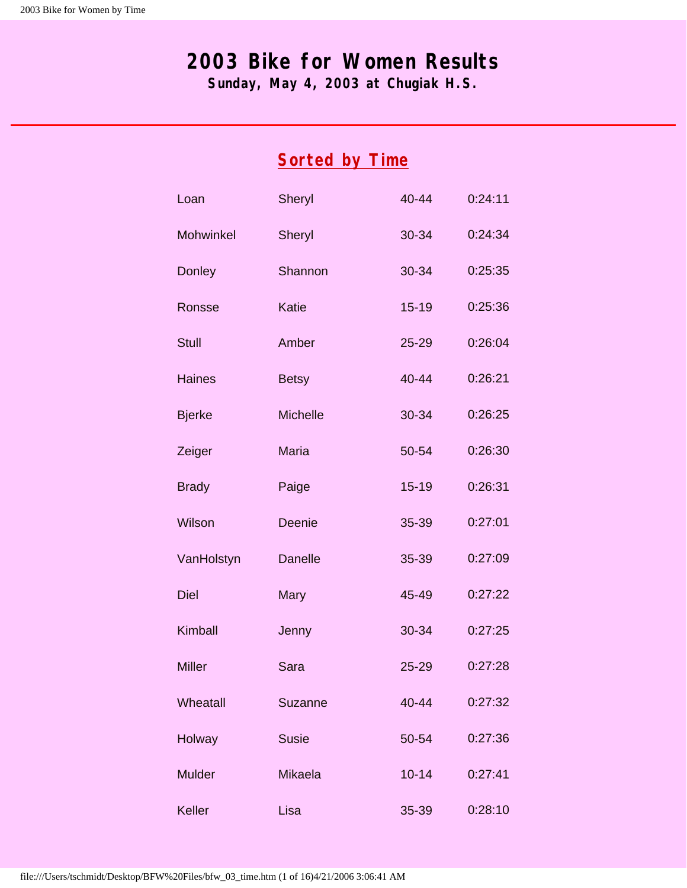# 2003 Bike for Women Results

**Sunday, May 4, 2003 at Chugiak H.S.**

---

## Sorted by Time

| | | | |
|---|---|---|---|
| Loan | Sheryl | 40-44 | 0:24:11 |
| Mohwinkel | Sheryl | 30-34 | 0:24:34 |
| Donley | Shannon | 30-34 | 0:25:35 |
| Ronsse | Katie | 15-19 | 0:25:36 |
| Stull | Amber | 25-29 | 0:26:04 |
| Haines | Betsy | 40-44 | 0:26:21 |
| Bjerke | Michelle | 30-34 | 0:26:25 |
| Zeiger | Maria | 50-54 | 0:26:30 |
| Brady | Paige | 15-19 | 0:26:31 |
| Wilson | Deenie | 35-39 | 0:27:01 |
| VanHolstyn | Danelle | 35-39 | 0:27:09 |
| Diel | Mary | 45-49 | 0:27:22 |
| Kimball | Jenny | 30-34 | 0:27:25 |
| Miller | Sara | 25-29 | 0:27:28 |
| Wheatall | Suzanne | 40-44 | 0:27:32 |
| Holway | Susie | 50-54 | 0:27:36 |
| Mulder | Mikaela | 10-14 | 0:27:41 |
| Keller | Lisa | 35-39 | 0:28:10 |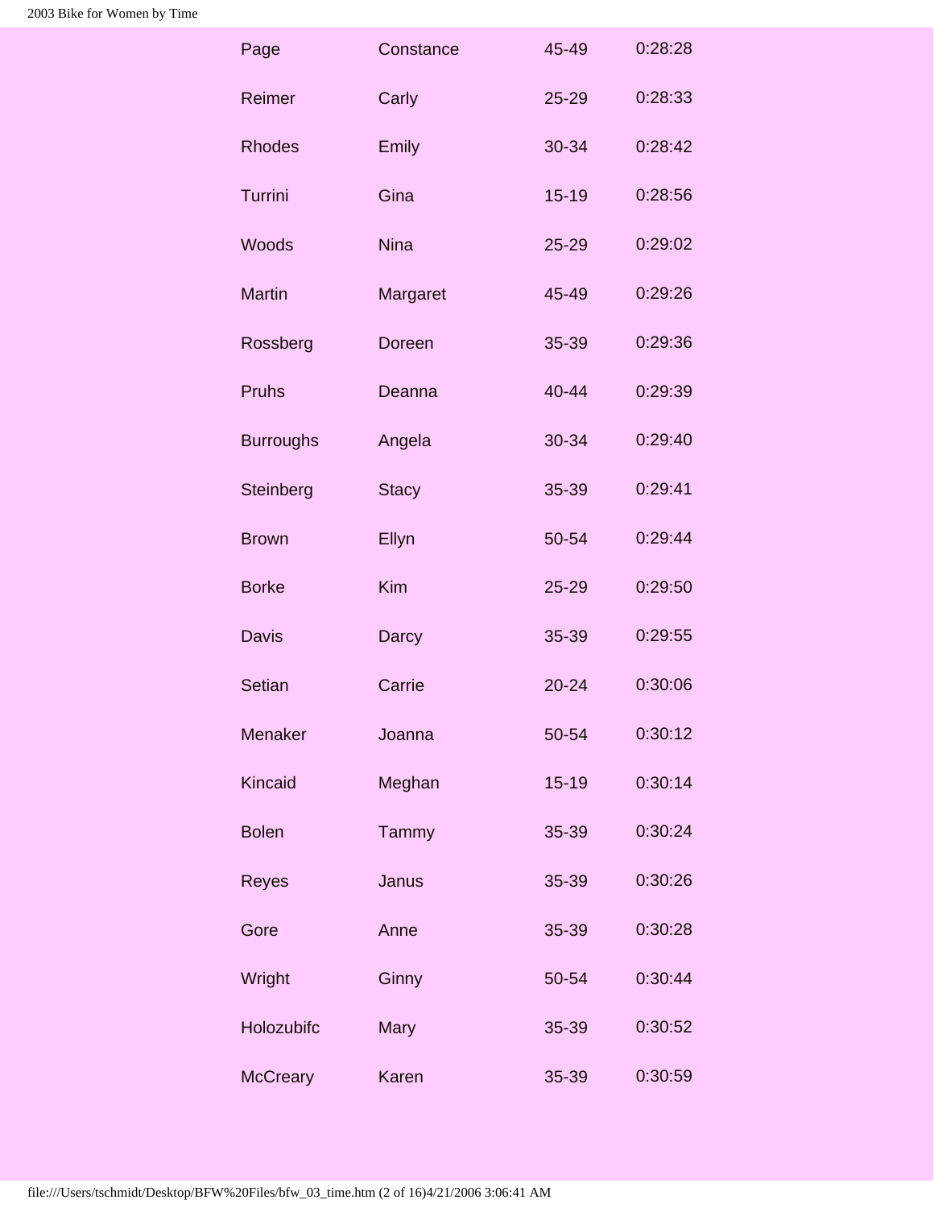| Page | Constance | 45-49 | 0:28:28 |
|---|---|---|---|
| Reimer | Carly | 25-29 | 0:28:33 |
| Rhodes | Emily | 30-34 | 0:28:42 |
| Turrini | Gina | 15-19 | 0:28:56 |
| Woods | Nina | 25-29 | 0:29:02 |
| Martin | Margaret | 45-49 | 0:29:26 |
| Rossberg | Doreen | 35-39 | 0:29:36 |
| Pruhs | Deanna | 40-44 | 0:29:39 |
| Burroughs | Angela | 30-34 | 0:29:40 |
| Steinberg | Stacy | 35-39 | 0:29:41 |
| Brown | Ellyn | 50-54 | 0:29:44 |
| Borke | Kim | 25-29 | 0:29:50 |
| Davis | Darcy | 35-39 | 0:29:55 |
| Setian | Carrie | 20-24 | 0:30:06 |
| Menaker | Joanna | 50-54 | 0:30:12 |
| Kincaid | Meghan | 15-19 | 0:30:14 |
| Bolen | Tammy | 35-39 | 0:30:24 |
| Reyes | Janus | 35-39 | 0:30:26 |
| Gore | Anne | 35-39 | 0:30:28 |
| Wright | Ginny | 50-54 | 0:30:44 |
| Holozubifc | Mary | 35-39 | 0:30:52 |
| McCreary | Karen | 35-39 | 0:30:59 |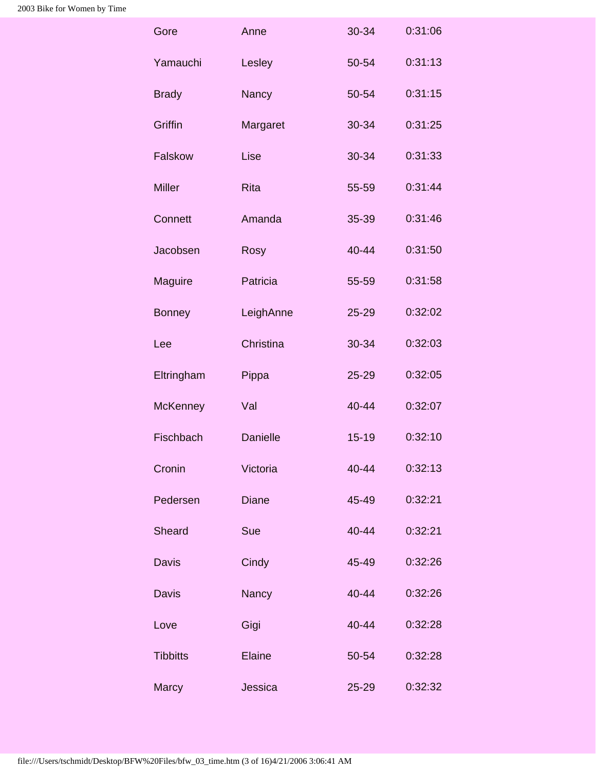| | | | |
|---|---|---|---|
| Gore | Anne | 30-34 | 0:31:06 |
| Yamauchi | Lesley | 50-54 | 0:31:13 |
| Brady | Nancy | 50-54 | 0:31:15 |
| Griffin | Margaret | 30-34 | 0:31:25 |
| Falskow | Lise | 30-34 | 0:31:33 |
| Miller | Rita | 55-59 | 0:31:44 |
| Connett | Amanda | 35-39 | 0:31:46 |
| Jacobsen | Rosy | 40-44 | 0:31:50 |
| Maguire | Patricia | 55-59 | 0:31:58 |
| Bonney | LeighAnne | 25-29 | 0:32:02 |
| Lee | Christina | 30-34 | 0:32:03 |
| Eltringham | Pippa | 25-29 | 0:32:05 |
| McKenney | Val | 40-44 | 0:32:07 |
| Fischbach | Danielle | 15-19 | 0:32:10 |
| Cronin | Victoria | 40-44 | 0:32:13 |
| Pedersen | Diane | 45-49 | 0:32:21 |
| Sheard | Sue | 40-44 | 0:32:21 |
| Davis | Cindy | 45-49 | 0:32:26 |
| Davis | Nancy | 40-44 | 0:32:26 |
| Love | Gigi | 40-44 | 0:32:28 |
| Tibbitts | Elaine | 50-54 | 0:32:28 |
| Marcy | Jessica | 25-29 | 0:32:32 |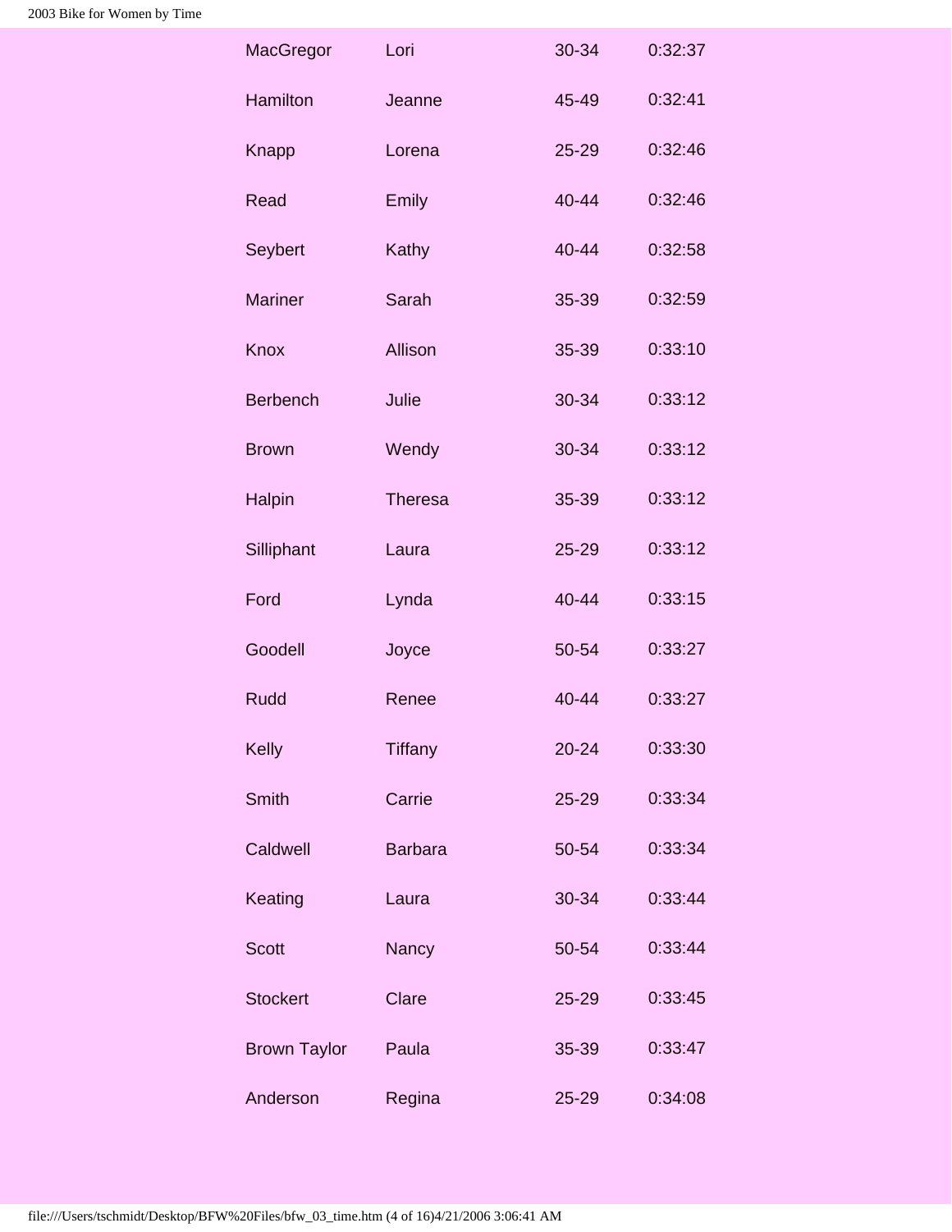| | | | |
|---|---|---|---|
| MacGregor | Lori | 30-34 | 0:32:37 |
| Hamilton | Jeanne | 45-49 | 0:32:41 |
| Knapp | Lorena | 25-29 | 0:32:46 |
| Read | Emily | 40-44 | 0:32:46 |
| Seybert | Kathy | 40-44 | 0:32:58 |
| Mariner | Sarah | 35-39 | 0:32:59 |
| Knox | Allison | 35-39 | 0:33:10 |
| Berbench | Julie | 30-34 | 0:33:12 |
| Brown | Wendy | 30-34 | 0:33:12 |
| Halpin | Theresa | 35-39 | 0:33:12 |
| Silliphant | Laura | 25-29 | 0:33:12 |
| Ford | Lynda | 40-44 | 0:33:15 |
| Goodell | Joyce | 50-54 | 0:33:27 |
| Rudd | Renee | 40-44 | 0:33:27 |
| Kelly | Tiffany | 20-24 | 0:33:30 |
| Smith | Carrie | 25-29 | 0:33:34 |
| Caldwell | Barbara | 50-54 | 0:33:34 |
| Keating | Laura | 30-34 | 0:33:44 |
| Scott | Nancy | 50-54 | 0:33:44 |
| Stockert | Clare | 25-29 | 0:33:45 |
| Brown Taylor | Paula | 35-39 | 0:33:47 |
| Anderson | Regina | 25-29 | 0:34:08 |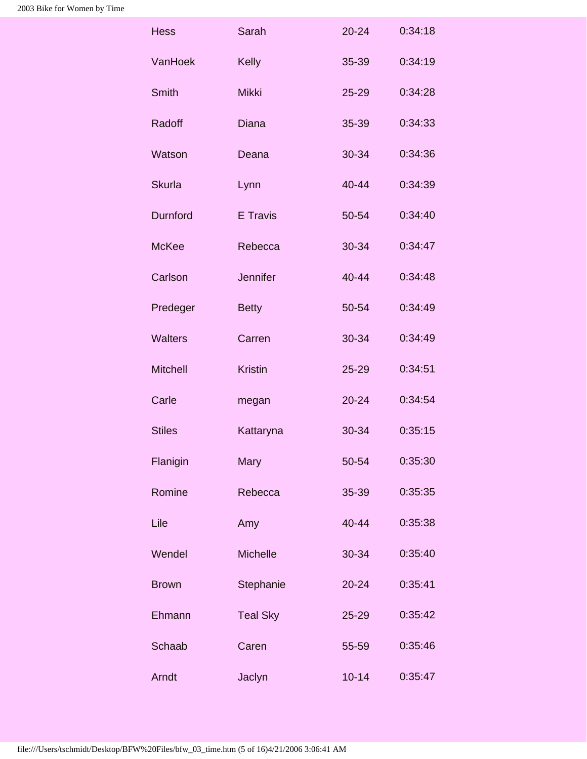| | | | |
|---|---|---|---|
| Hess | Sarah | 20-24 | 0:34:18 |
| VanHoek | Kelly | 35-39 | 0:34:19 |
| Smith | Mikki | 25-29 | 0:34:28 |
| Radoff | Diana | 35-39 | 0:34:33 |
| Watson | Deana | 30-34 | 0:34:36 |
| Skurla | Lynn | 40-44 | 0:34:39 |
| Durnford | E Travis | 50-54 | 0:34:40 |
| McKee | Rebecca | 30-34 | 0:34:47 |
| Carlson | Jennifer | 40-44 | 0:34:48 |
| Predeger | Betty | 50-54 | 0:34:49 |
| Walters | Carren | 30-34 | 0:34:49 |
| Mitchell | Kristin | 25-29 | 0:34:51 |
| Carle | megan | 20-24 | 0:34:54 |
| Stiles | Kattaryna | 30-34 | 0:35:15 |
| Flanigin | Mary | 50-54 | 0:35:30 |
| Romine | Rebecca | 35-39 | 0:35:35 |
| Lile | Amy | 40-44 | 0:35:38 |
| Wendel | Michelle | 30-34 | 0:35:40 |
| Brown | Stephanie | 20-24 | 0:35:41 |
| Ehmann | Teal Sky | 25-29 | 0:35:42 |
| Schaab | Caren | 55-59 | 0:35:46 |
| Arndt | Jaclyn | 10-14 | 0:35:47 |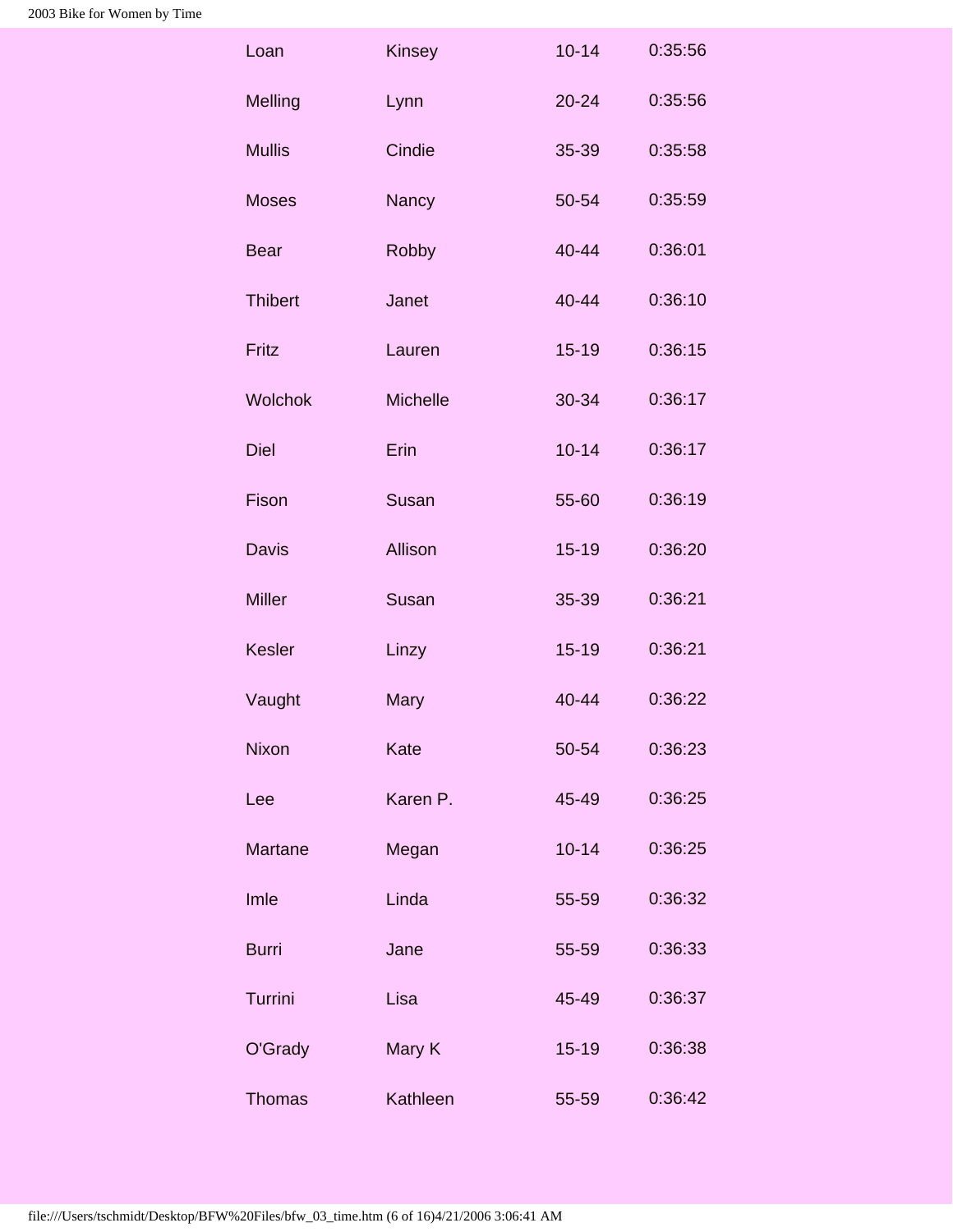| | | | |
|---|---|---|---|
| Loan | Kinsey | 10-14 | 0:35:56 |
| Melling | Lynn | 20-24 | 0:35:56 |
| Mullis | Cindie | 35-39 | 0:35:58 |
| Moses | Nancy | 50-54 | 0:35:59 |
| Bear | Robby | 40-44 | 0:36:01 |
| Thibert | Janet | 40-44 | 0:36:10 |
| Fritz | Lauren | 15-19 | 0:36:15 |
| Wolchok | Michelle | 30-34 | 0:36:17 |
| Diel | Erin | 10-14 | 0:36:17 |
| Fison | Susan | 55-60 | 0:36:19 |
| Davis | Allison | 15-19 | 0:36:20 |
| Miller | Susan | 35-39 | 0:36:21 |
| Kesler | Linzy | 15-19 | 0:36:21 |
| Vaught | Mary | 40-44 | 0:36:22 |
| Nixon | Kate | 50-54 | 0:36:23 |
| Lee | Karen P. | 45-49 | 0:36:25 |
| Martane | Megan | 10-14 | 0:36:25 |
| Imle | Linda | 55-59 | 0:36:32 |
| Burri | Jane | 55-59 | 0:36:33 |
| Turrini | Lisa | 45-49 | 0:36:37 |
| O'Grady | Mary K | 15-19 | 0:36:38 |
| Thomas | Kathleen | 55-59 | 0:36:42 |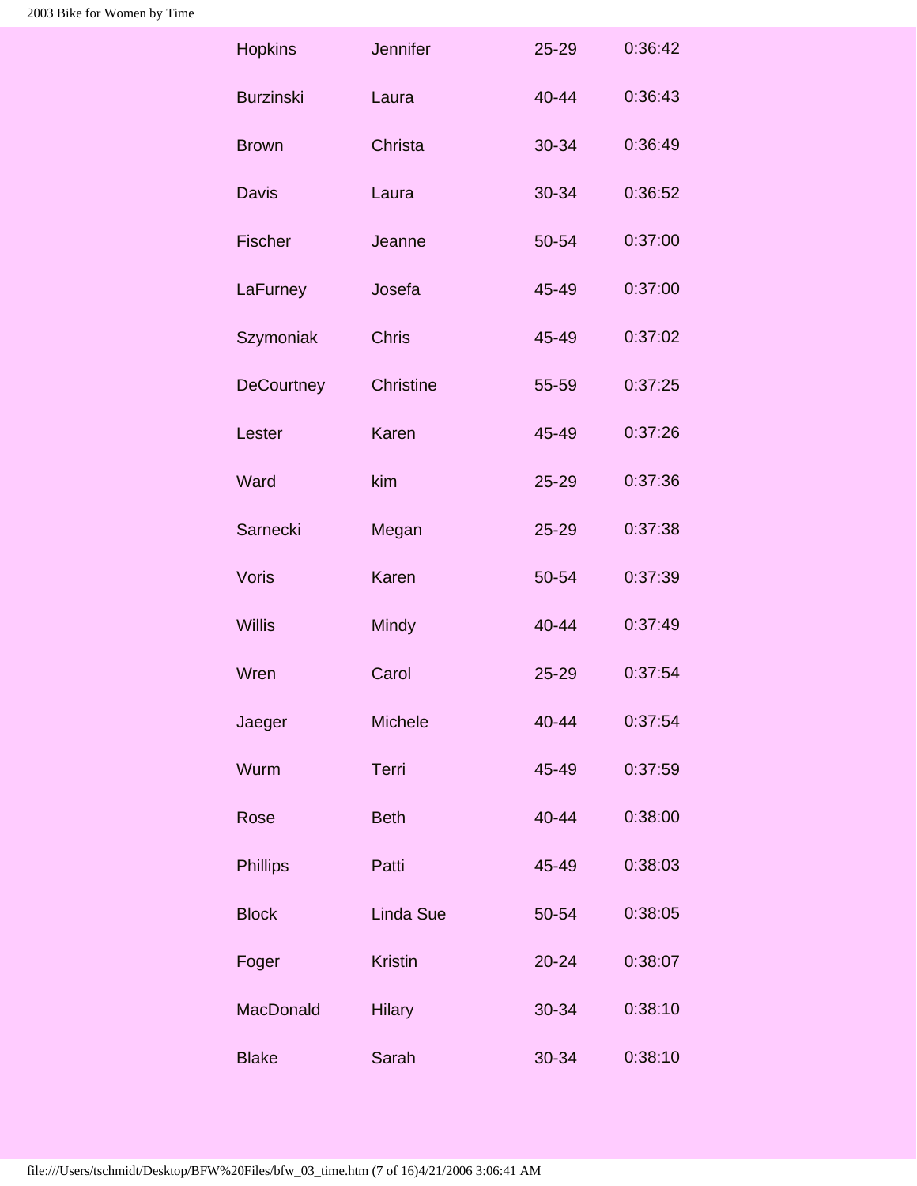| | | | |
|---|---|---|---|
| Hopkins | Jennifer | 25-29 | 0:36:42 |
| Burzinski | Laura | 40-44 | 0:36:43 |
| Brown | Christa | 30-34 | 0:36:49 |
| Davis | Laura | 30-34 | 0:36:52 |
| Fischer | Jeanne | 50-54 | 0:37:00 |
| LaFurney | Josefa | 45-49 | 0:37:00 |
| Szymoniak | Chris | 45-49 | 0:37:02 |
| DeCourtney | Christine | 55-59 | 0:37:25 |
| Lester | Karen | 45-49 | 0:37:26 |
| Ward | kim | 25-29 | 0:37:36 |
| Sarnecki | Megan | 25-29 | 0:37:38 |
| Voris | Karen | 50-54 | 0:37:39 |
| Willis | Mindy | 40-44 | 0:37:49 |
| Wren | Carol | 25-29 | 0:37:54 |
| Jaeger | Michele | 40-44 | 0:37:54 |
| Wurm | Terri | 45-49 | 0:37:59 |
| Rose | Beth | 40-44 | 0:38:00 |
| Phillips | Patti | 45-49 | 0:38:03 |
| Block | Linda Sue | 50-54 | 0:38:05 |
| Foger | Kristin | 20-24 | 0:38:07 |
| MacDonald | Hilary | 30-34 | 0:38:10 |
| Blake | Sarah | 30-34 | 0:38:10 |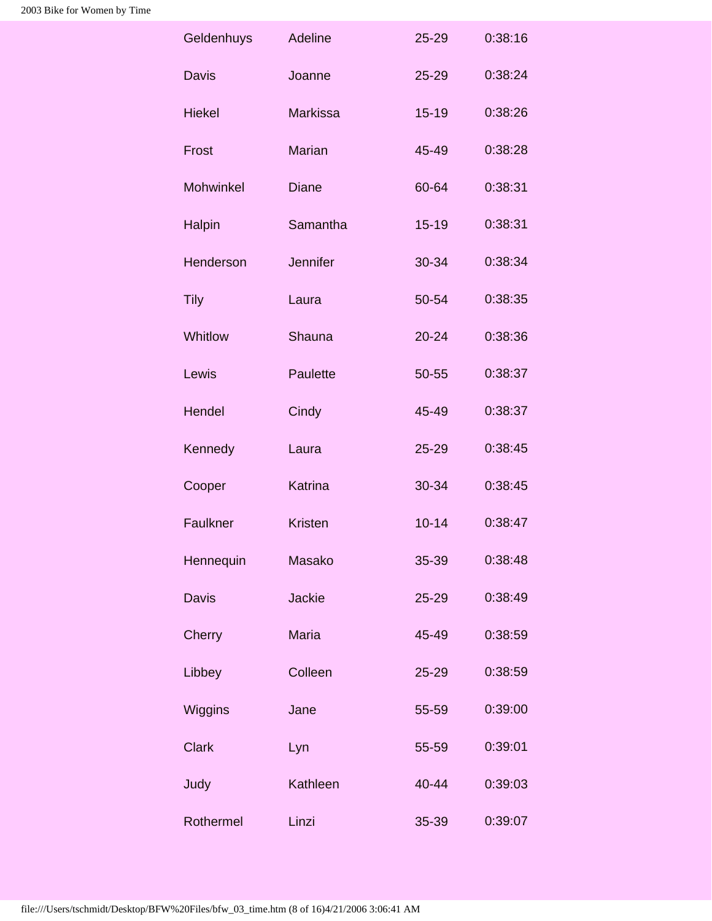| | | | |
|---|---|---|---|
| Geldenhuys | Adeline | 25-29 | 0:38:16 |
| Davis | Joanne | 25-29 | 0:38:24 |
| Hiekel | Markissa | 15-19 | 0:38:26 |
| Frost | Marian | 45-49 | 0:38:28 |
| Mohwinkel | Diane | 60-64 | 0:38:31 |
| Halpin | Samantha | 15-19 | 0:38:31 |
| Henderson | Jennifer | 30-34 | 0:38:34 |
| Tily | Laura | 50-54 | 0:38:35 |
| Whitlow | Shauna | 20-24 | 0:38:36 |
| Lewis | Paulette | 50-55 | 0:38:37 |
| Hendel | Cindy | 45-49 | 0:38:37 |
| Kennedy | Laura | 25-29 | 0:38:45 |
| Cooper | Katrina | 30-34 | 0:38:45 |
| Faulkner | Kristen | 10-14 | 0:38:47 |
| Hennequin | Masako | 35-39 | 0:38:48 |
| Davis | Jackie | 25-29 | 0:38:49 |
| Cherry | Maria | 45-49 | 0:38:59 |
| Libbey | Colleen | 25-29 | 0:38:59 |
| Wiggins | Jane | 55-59 | 0:39:00 |
| Clark | Lyn | 55-59 | 0:39:01 |
| Judy | Kathleen | 40-44 | 0:39:03 |
| Rothermel | Linzi | 35-39 | 0:39:07 |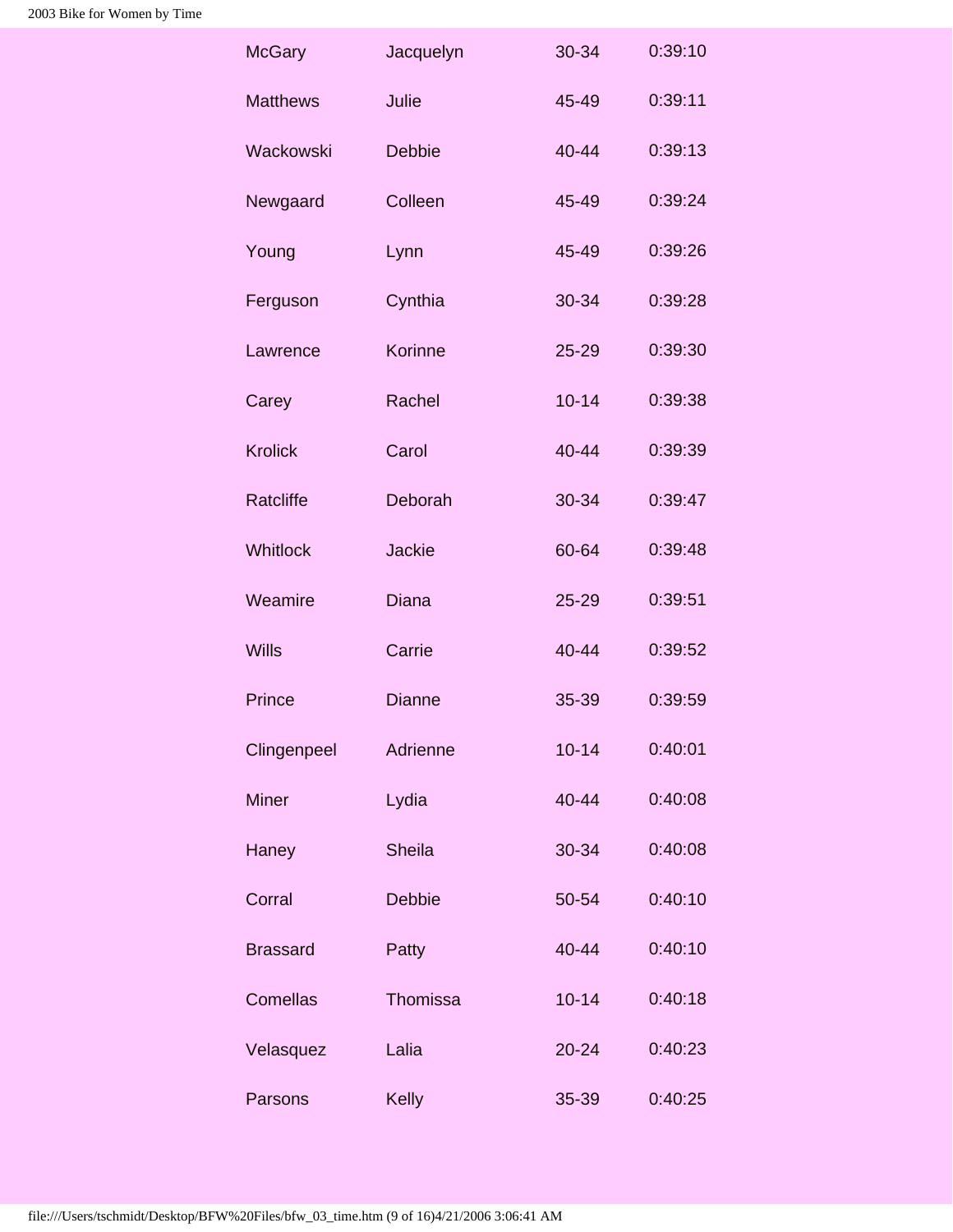| | | | |
|---|---|---|---|
| McGary | Jacquelyn | 30-34 | 0:39:10 |
| Matthews | Julie | 45-49 | 0:39:11 |
| Wackowski | Debbie | 40-44 | 0:39:13 |
| Newgaard | Colleen | 45-49 | 0:39:24 |
| Young | Lynn | 45-49 | 0:39:26 |
| Ferguson | Cynthia | 30-34 | 0:39:28 |
| Lawrence | Korinne | 25-29 | 0:39:30 |
| Carey | Rachel | 10-14 | 0:39:38 |
| Krolick | Carol | 40-44 | 0:39:39 |
| Ratcliffe | Deborah | 30-34 | 0:39:47 |
| Whitlock | Jackie | 60-64 | 0:39:48 |
| Weamire | Diana | 25-29 | 0:39:51 |
| Wills | Carrie | 40-44 | 0:39:52 |
| Prince | Dianne | 35-39 | 0:39:59 |
| Clingenpeel | Adrienne | 10-14 | 0:40:01 |
| Miner | Lydia | 40-44 | 0:40:08 |
| Haney | Sheila | 30-34 | 0:40:08 |
| Corral | Debbie | 50-54 | 0:40:10 |
| Brassard | Patty | 40-44 | 0:40:10 |
| Comellas | Thomissa | 10-14 | 0:40:18 |
| Velasquez | Lalia | 20-24 | 0:40:23 |
| Parsons | Kelly | 35-39 | 0:40:25 |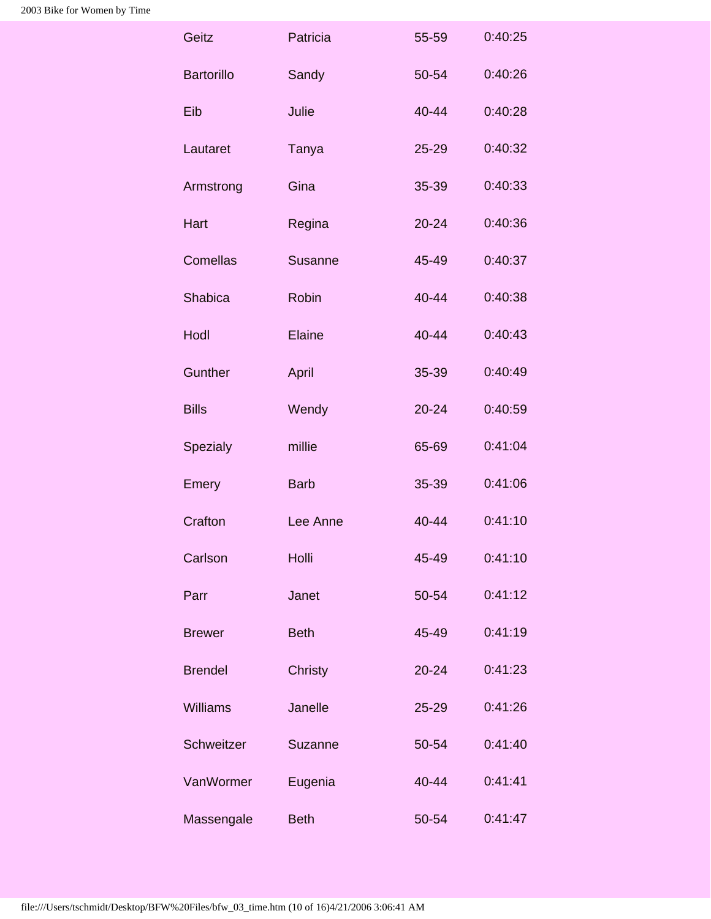| | | | |
|---|---|---|---|
| Geitz | Patricia | 55-59 | 0:40:25 |
| Bartorillo | Sandy | 50-54 | 0:40:26 |
| Eib | Julie | 40-44 | 0:40:28 |
| Lautaret | Tanya | 25-29 | 0:40:32 |
| Armstrong | Gina | 35-39 | 0:40:33 |
| Hart | Regina | 20-24 | 0:40:36 |
| Comellas | Susanne | 45-49 | 0:40:37 |
| Shabica | Robin | 40-44 | 0:40:38 |
| Hodl | Elaine | 40-44 | 0:40:43 |
| Gunther | April | 35-39 | 0:40:49 |
| Bills | Wendy | 20-24 | 0:40:59 |
| Spezialy | millie | 65-69 | 0:41:04 |
| Emery | Barb | 35-39 | 0:41:06 |
| Crafton | Lee Anne | 40-44 | 0:41:10 |
| Carlson | Holli | 45-49 | 0:41:10 |
| Parr | Janet | 50-54 | 0:41:12 |
| Brewer | Beth | 45-49 | 0:41:19 |
| Brendel | Christy | 20-24 | 0:41:23 |
| Williams | Janelle | 25-29 | 0:41:26 |
| Schweitzer | Suzanne | 50-54 | 0:41:40 |
| VanWormer | Eugenia | 40-44 | 0:41:41 |
| Massengale | Beth | 50-54 | 0:41:47 |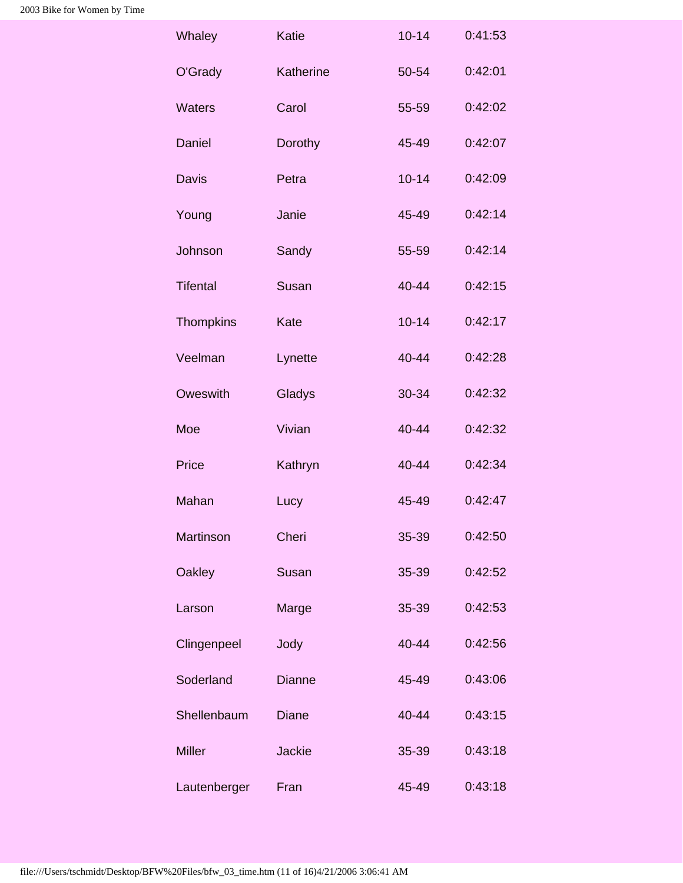| | | | |
|---|---|---|---|
| Whaley | Katie | 10-14 | 0:41:53 |
| O'Grady | Katherine | 50-54 | 0:42:01 |
| Waters | Carol | 55-59 | 0:42:02 |
| Daniel | Dorothy | 45-49 | 0:42:07 |
| Davis | Petra | 10-14 | 0:42:09 |
| Young | Janie | 45-49 | 0:42:14 |
| Johnson | Sandy | 55-59 | 0:42:14 |
| Tifental | Susan | 40-44 | 0:42:15 |
| Thompkins | Kate | 10-14 | 0:42:17 |
| Veelman | Lynette | 40-44 | 0:42:28 |
| Oweswith | Gladys | 30-34 | 0:42:32 |
| Moe | Vivian | 40-44 | 0:42:32 |
| Price | Kathryn | 40-44 | 0:42:34 |
| Mahan | Lucy | 45-49 | 0:42:47 |
| Martinson | Cheri | 35-39 | 0:42:50 |
| Oakley | Susan | 35-39 | 0:42:52 |
| Larson | Marge | 35-39 | 0:42:53 |
| Clingenpeel | Jody | 40-44 | 0:42:56 |
| Soderland | Dianne | 45-49 | 0:43:06 |
| Shellenbaum | Diane | 40-44 | 0:43:15 |
| Miller | Jackie | 35-39 | 0:43:18 |
| Lautenberger | Fran | 45-49 | 0:43:18 |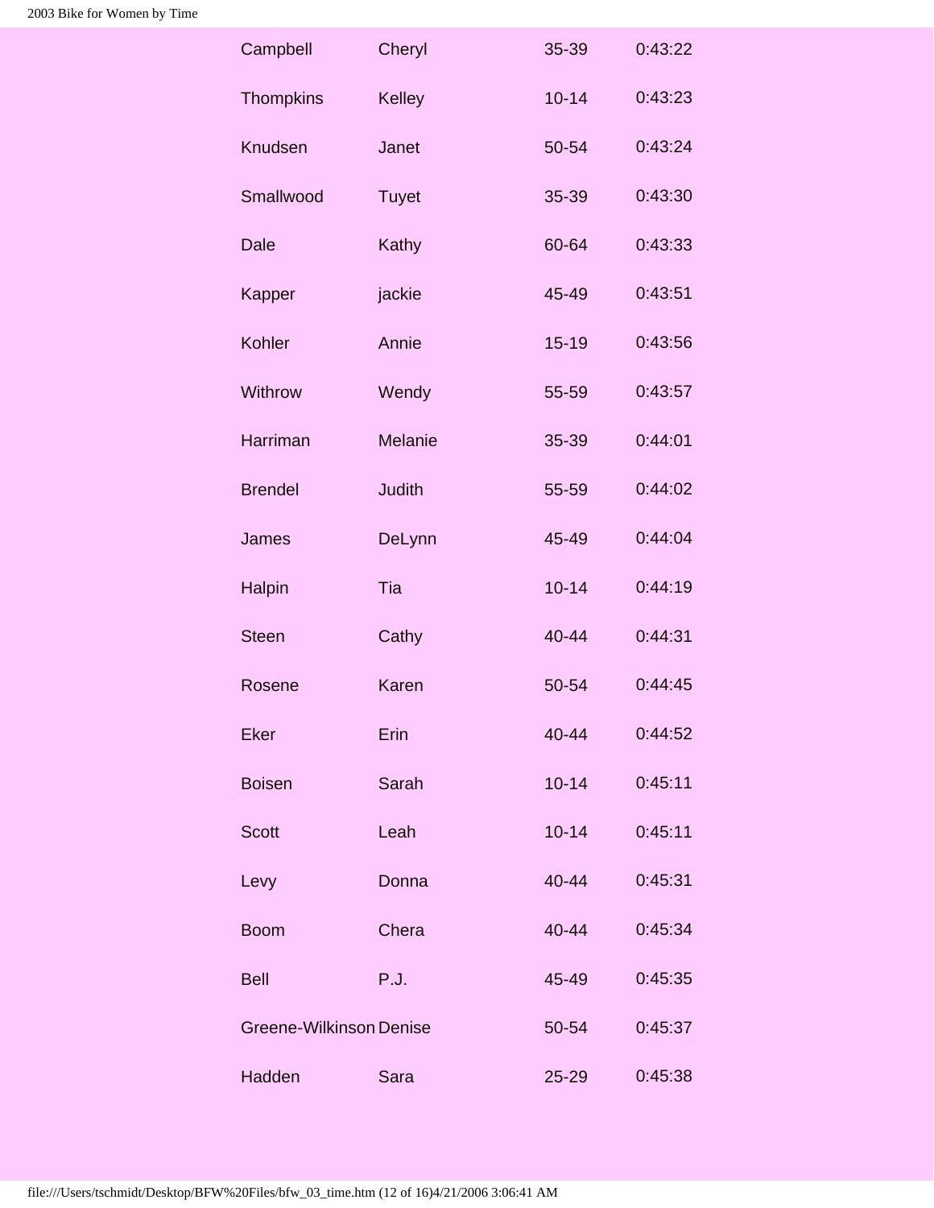| | | | |
|---|---|---|---|
| Campbell | Cheryl | 35-39 | 0:43:22 |
| Thompkins | Kelley | 10-14 | 0:43:23 |
| Knudsen | Janet | 50-54 | 0:43:24 |
| Smallwood | Tuyet | 35-39 | 0:43:30 |
| Dale | Kathy | 60-64 | 0:43:33 |
| Kapper | jackie | 45-49 | 0:43:51 |
| Kohler | Annie | 15-19 | 0:43:56 |
| Withrow | Wendy | 55-59 | 0:43:57 |
| Harriman | Melanie | 35-39 | 0:44:01 |
| Brendel | Judith | 55-59 | 0:44:02 |
| James | DeLynn | 45-49 | 0:44:04 |
| Halpin | Tia | 10-14 | 0:44:19 |
| Steen | Cathy | 40-44 | 0:44:31 |
| Rosene | Karen | 50-54 | 0:44:45 |
| Eker | Erin | 40-44 | 0:44:52 |
| Boisen | Sarah | 10-14 | 0:45:11 |
| Scott | Leah | 10-14 | 0:45:11 |
| Levy | Donna | 40-44 | 0:45:31 |
| Boom | Chera | 40-44 | 0:45:34 |
| Bell | P.J. | 45-49 | 0:45:35 |
| Greene-Wilkinson | Denise | 50-54 | 0:45:37 |
| Hadden | Sara | 25-29 | 0:45:38 |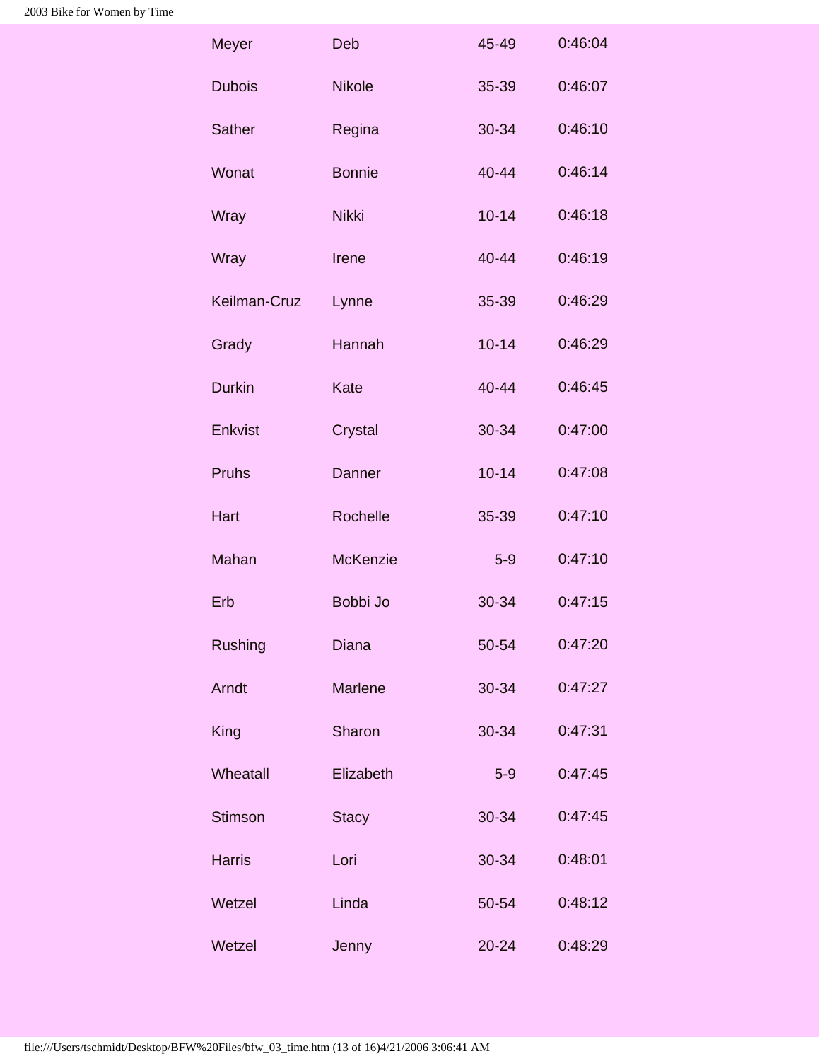| | | | |
|---|---|---|---|
| Meyer | Deb | 45-49 | 0:46:04 |
| Dubois | Nikole | 35-39 | 0:46:07 |
| Sather | Regina | 30-34 | 0:46:10 |
| Wonat | Bonnie | 40-44 | 0:46:14 |
| Wray | Nikki | 10-14 | 0:46:18 |
| Wray | Irene | 40-44 | 0:46:19 |
| Keilman-Cruz | Lynne | 35-39 | 0:46:29 |
| Grady | Hannah | 10-14 | 0:46:29 |
| Durkin | Kate | 40-44 | 0:46:45 |
| Enkvist | Crystal | 30-34 | 0:47:00 |
| Pruhs | Danner | 10-14 | 0:47:08 |
| Hart | Rochelle | 35-39 | 0:47:10 |
| Mahan | McKenzie | 5-9 | 0:47:10 |
| Erb | Bobbi Jo | 30-34 | 0:47:15 |
| Rushing | Diana | 50-54 | 0:47:20 |
| Arndt | Marlene | 30-34 | 0:47:27 |
| King | Sharon | 30-34 | 0:47:31 |
| Wheatall | Elizabeth | 5-9 | 0:47:45 |
| Stimson | Stacy | 30-34 | 0:47:45 |
| Harris | Lori | 30-34 | 0:48:01 |
| Wetzel | Linda | 50-54 | 0:48:12 |
| Wetzel | Jenny | 20-24 | 0:48:29 |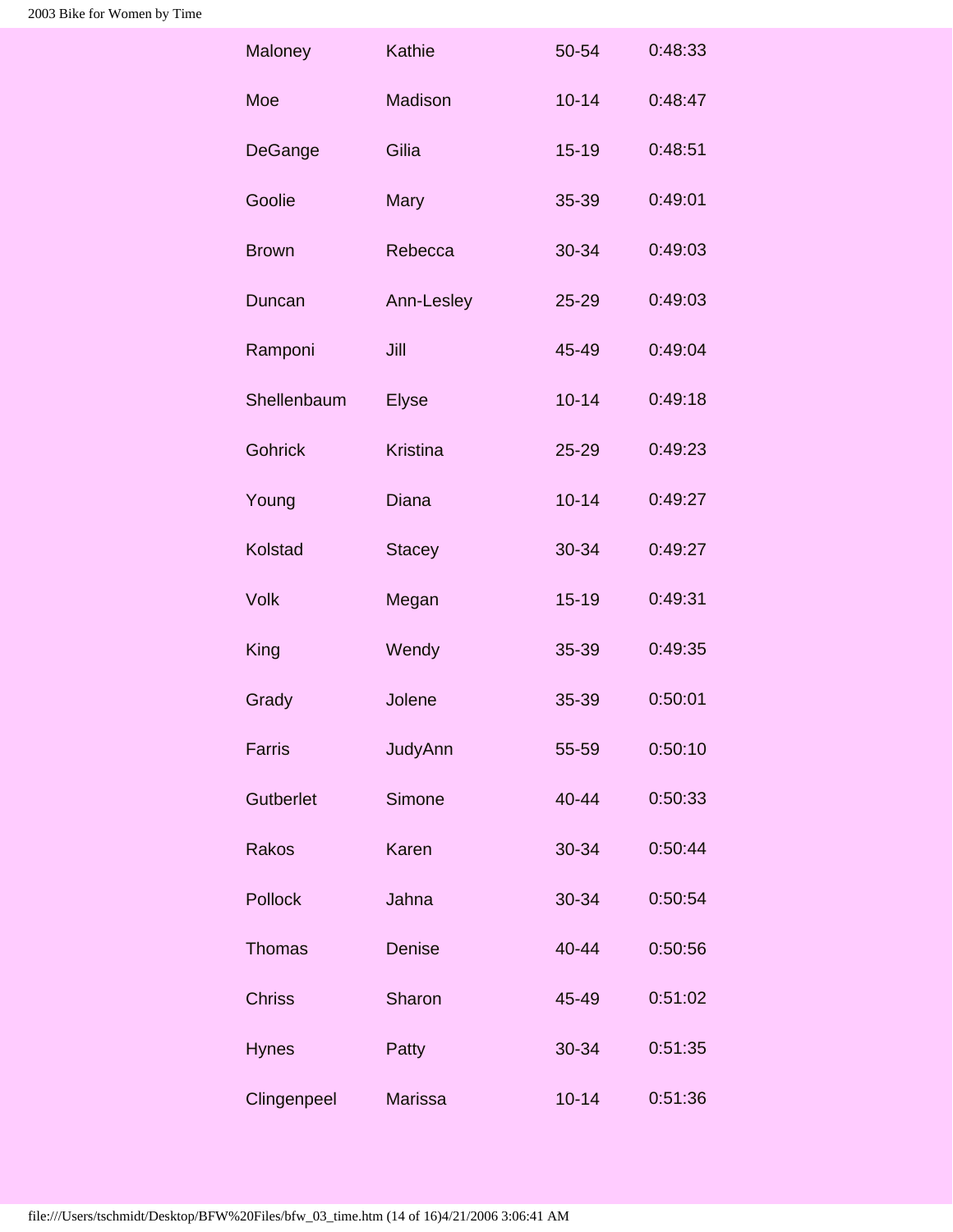| | | | |
|---|---|---|---|
| Maloney | Kathie | 50-54 | 0:48:33 |
| Moe | Madison | 10-14 | 0:48:47 |
| DeGange | Gilia | 15-19 | 0:48:51 |
| Goolie | Mary | 35-39 | 0:49:01 |
| Brown | Rebecca | 30-34 | 0:49:03 |
| Duncan | Ann-Lesley | 25-29 | 0:49:03 |
| Ramponi | Jill | 45-49 | 0:49:04 |
| Shellenbaum | Elyse | 10-14 | 0:49:18 |
| Gohrick | Kristina | 25-29 | 0:49:23 |
| Young | Diana | 10-14 | 0:49:27 |
| Kolstad | Stacey | 30-34 | 0:49:27 |
| Volk | Megan | 15-19 | 0:49:31 |
| King | Wendy | 35-39 | 0:49:35 |
| Grady | Jolene | 35-39 | 0:50:01 |
| Farris | JudyAnn | 55-59 | 0:50:10 |
| Gutberlet | Simone | 40-44 | 0:50:33 |
| Rakos | Karen | 30-34 | 0:50:44 |
| Pollock | Jahna | 30-34 | 0:50:54 |
| Thomas | Denise | 40-44 | 0:50:56 |
| Chriss | Sharon | 45-49 | 0:51:02 |
| Hynes | Patty | 30-34 | 0:51:35 |
| Clingenpeel | Marissa | 10-14 | 0:51:36 |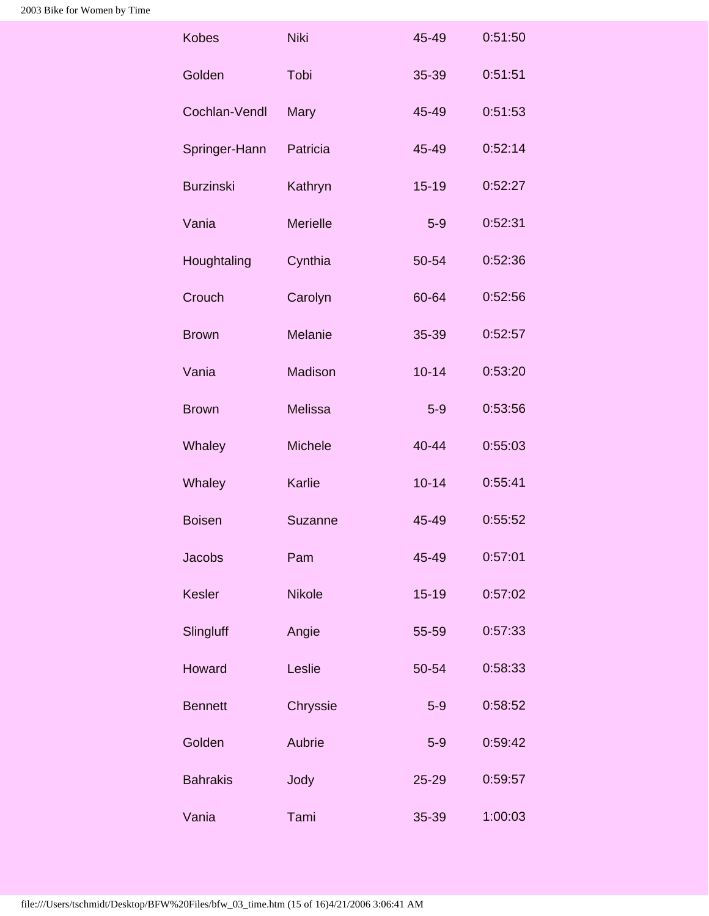| | | | |
|---|---|---|---|
| Kobes | Niki | 45-49 | 0:51:50 |
| Golden | Tobi | 35-39 | 0:51:51 |
| Cochlan-Vendl | Mary | 45-49 | 0:51:53 |
| Springer-Hann | Patricia | 45-49 | 0:52:14 |
| Burzinski | Kathryn | 15-19 | 0:52:27 |
| Vania | Merielle | 5-9 | 0:52:31 |
| Houghtaling | Cynthia | 50-54 | 0:52:36 |
| Crouch | Carolyn | 60-64 | 0:52:56 |
| Brown | Melanie | 35-39 | 0:52:57 |
| Vania | Madison | 10-14 | 0:53:20 |
| Brown | Melissa | 5-9 | 0:53:56 |
| Whaley | Michele | 40-44 | 0:55:03 |
| Whaley | Karlie | 10-14 | 0:55:41 |
| Boisen | Suzanne | 45-49 | 0:55:52 |
| Jacobs | Pam | 45-49 | 0:57:01 |
| Kesler | Nikole | 15-19 | 0:57:02 |
| Slingluff | Angie | 55-59 | 0:57:33 |
| Howard | Leslie | 50-54 | 0:58:33 |
| Bennett | Chryssie | 5-9 | 0:58:52 |
| Golden | Aubrie | 5-9 | 0:59:42 |
| Bahrakis | Jody | 25-29 | 0:59:57 |
| Vania | Tami | 35-39 | 1:00:03 |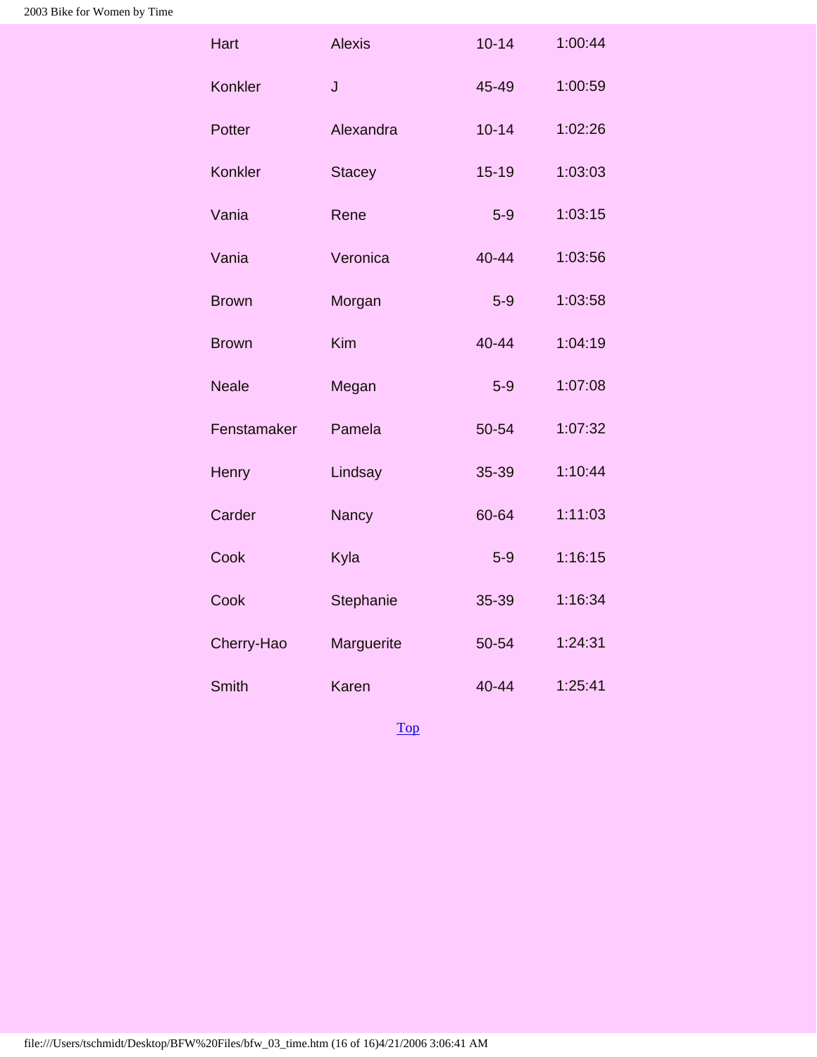| | | | |
|---|---|---|---|
| Hart | Alexis | 10-14 | 1:00:44 |
| Konkler | J | 45-49 | 1:00:59 |
| Potter | Alexandra | 10-14 | 1:02:26 |
| Konkler | Stacey | 15-19 | 1:03:03 |
| Vania | Rene | 5-9 | 1:03:15 |
| Vania | Veronica | 40-44 | 1:03:56 |
| Brown | Morgan | 5-9 | 1:03:58 |
| Brown | Kim | 40-44 | 1:04:19 |
| Neale | Megan | 5-9 | 1:07:08 |
| Fenstamaker | Pamela | 50-54 | 1:07:32 |
| Henry | Lindsay | 35-39 | 1:10:44 |
| Carder | Nancy | 60-64 | 1:11:03 |
| Cook | Kyla | 5-9 | 1:16:15 |
| Cook | Stephanie | 35-39 | 1:16:34 |
| Cherry-Hao | Marguerite | 50-54 | 1:24:31 |
| Smith | Karen | 40-44 | 1:25:41 |

Top